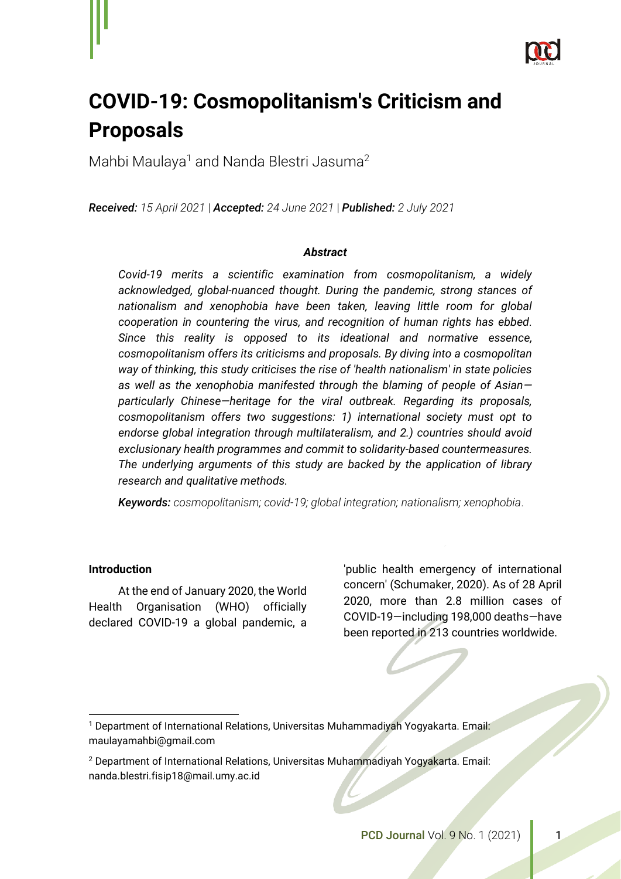# COVID-19: Cosmopolitanism's Criticism and Proposals

Mahbi Maulaya[1] and Nanda Blestri Jasuma[2]

***Received:** 15 April 2021 | **Accepted:** 24 June 2021 | **Published:** 2 July 2021*

### *Abstract*

*Covid-19 merits a scientific examination from cosmopolitanism, a widely acknowledged, global-nuanced thought. During the pandemic, strong stances of nationalism and xenophobia have been taken, leaving little room for global cooperation in countering the virus, and recognition of human rights has ebbed. Since this reality is opposed to its ideational and normative essence, cosmopolitanism offers its criticisms and proposals. By diving into a cosmopolitan way of thinking, this study criticises the rise of 'health nationalism' in state policies as well as the xenophobia manifested through the blaming of people of Asian—particularly Chinese—heritage for the viral outbreak. Regarding its proposals, cosmopolitanism offers two suggestions: 1) international society must opt to endorse global integration through multilateralism, and 2.) countries should avoid exclusionary health programmes and commit to solidarity-based countermeasures. The underlying arguments of this study are backed by the application of library research and qualitative methods.*

***Keywords:** cosmopolitanism; covid-19; global integration; nationalism; xenophobia.*

#### Introduction

At the end of January 2020, the World Health Organisation (WHO) officially declared COVID-19 a global pandemic, a 'public health emergency of international concern' (Schumaker, 2020). As of 28 April 2020, more than 2.8 million cases of COVID-19—including 198,000 deaths—have been reported in 213 countries worldwide.

---

[1] Department of International Relations, Universitas Muhammadiyah Yogyakarta. Email: maulayamahbi@gmail.com

[2] Department of International Relations, Universitas Muhammadiyah Yogyakarta. Email: nanda.blestri.fisip18@mail.umy.ac.id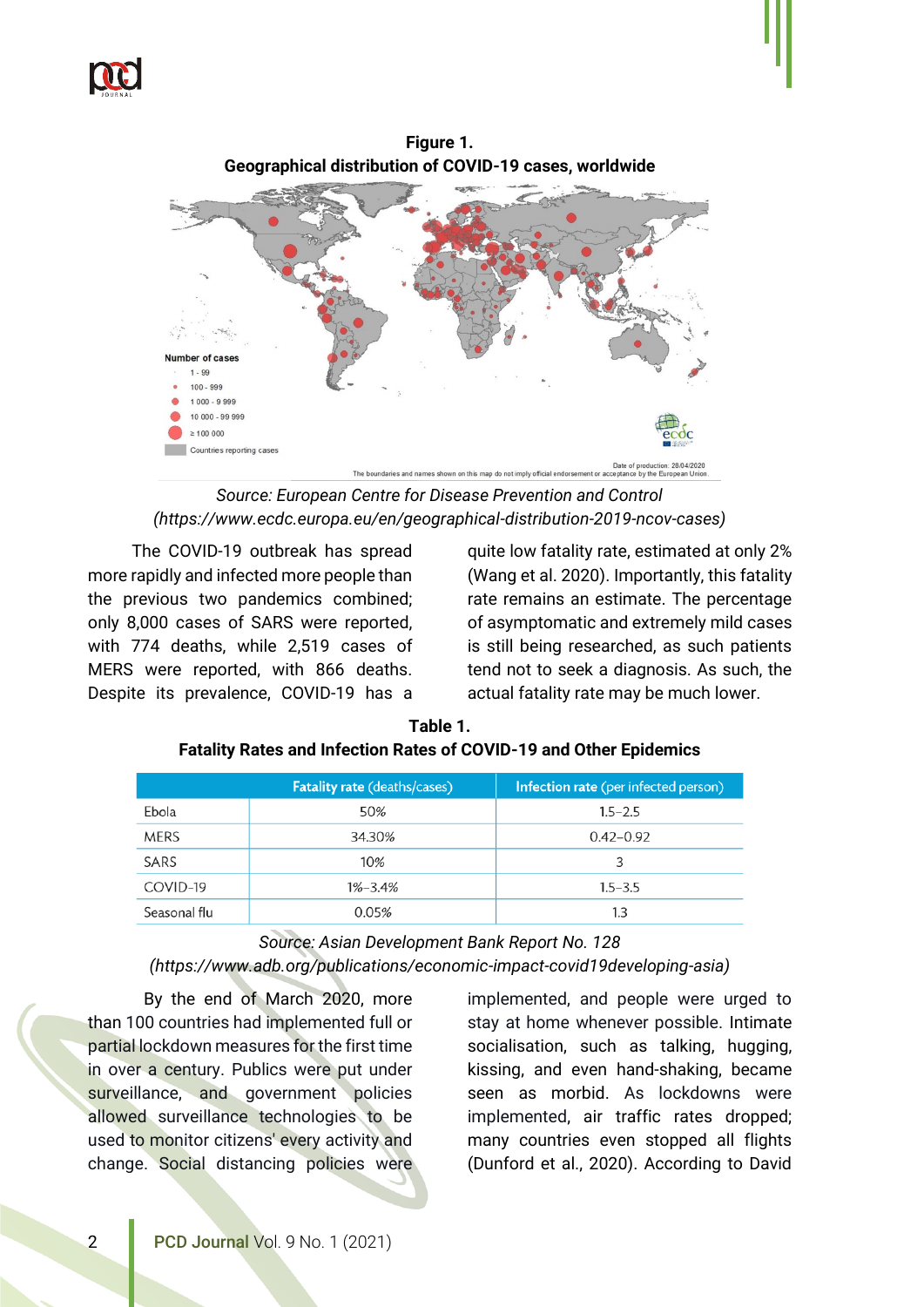**Figure 1.**
**Geographical distribution of COVID-19 cases, worldwide**

*Source: European Centre for Disease Prevention and Control (https://www.ecdc.europa.eu/en/geographical-distribution-2019-ncov-cases)*

The COVID-19 outbreak has spread more rapidly and infected more people than the previous two pandemics combined; only 8,000 cases of SARS were reported, with 774 deaths, while 2,519 cases of MERS were reported, with 866 deaths. Despite its prevalence, COVID-19 has a quite low fatality rate, estimated at only 2% (Wang et al. 2020). Importantly, this fatality rate remains an estimate. The percentage of asymptomatic and extremely mild cases is still being researched, as such patients tend not to seek a diagnosis. As such, the actual fatality rate may be much lower.

**Table 1.**
**Fatality Rates and Infection Rates of COVID-19 and Other Epidemics**

| | **Fatality rate** (deaths/cases) | **Infection rate** (per infected person) |
|---|---|---|
| Ebola | 50% | 1.5–2.5 |
| MERS | 34.30% | 0.42–0.92 |
| SARS | 10% | 3 |
| COVID-19 | 1%–3.4% | 1.5–3.5 |
| Seasonal flu | 0.05% | 1.3 |

*Source: Asian Development Bank Report No. 128 (https://www.adb.org/publications/economic-impact-covid19developing-asia)*

By the end of March 2020, more than 100 countries had implemented full or partial lockdown measures for the first time in over a century. Publics were put under surveillance, and government policies allowed surveillance technologies to be used to monitor citizens' every activity and change. Social distancing policies were implemented, and people were urged to stay at home whenever possible. Intimate socialisation, such as talking, hugging, kissing, and even hand-shaking, became seen as morbid. As lockdowns were implemented, air traffic rates dropped; many countries even stopped all flights (Dunford et al., 2020). According to David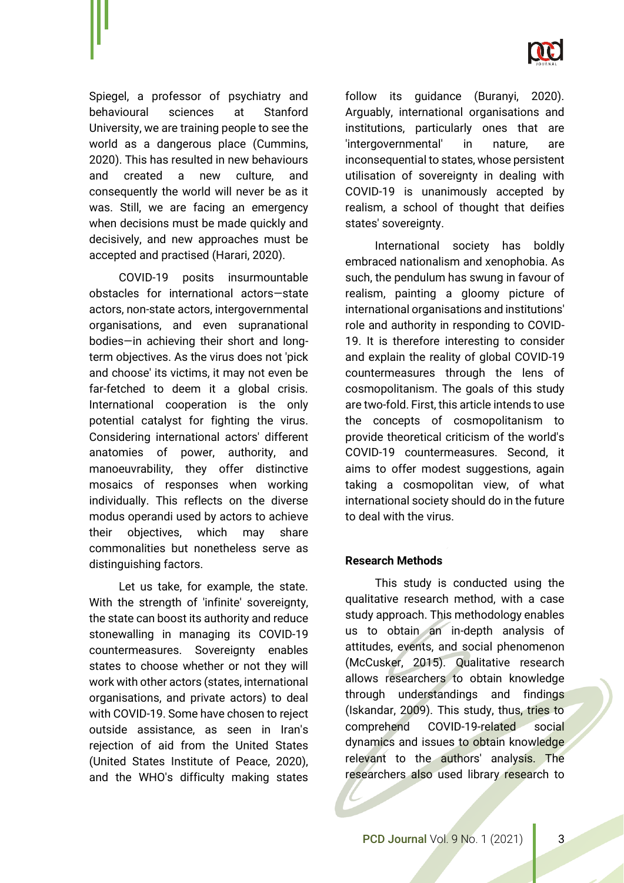Spiegel, a professor of psychiatry and behavioural sciences at Stanford University, we are training people to see the world as a dangerous place (Cummins, 2020). This has resulted in new behaviours and created a new culture, and consequently the world will never be as it was. Still, we are facing an emergency when decisions must be made quickly and decisively, and new approaches must be accepted and practised (Harari, 2020).

COVID-19 posits insurmountable obstacles for international actors—state actors, non-state actors, intergovernmental organisations, and even supranational bodies—in achieving their short and long-term objectives. As the virus does not 'pick and choose' its victims, it may not even be far-fetched to deem it a global crisis. International cooperation is the only potential catalyst for fighting the virus. Considering international actors' different anatomies of power, authority, and manoeuvrability, they offer distinctive mosaics of responses when working individually. This reflects on the diverse modus operandi used by actors to achieve their objectives, which may share commonalities but nonetheless serve as distinguishing factors.

Let us take, for example, the state. With the strength of 'infinite' sovereignty, the state can boost its authority and reduce stonewalling in managing its COVID-19 countermeasures. Sovereignty enables states to choose whether or not they will work with other actors (states, international organisations, and private actors) to deal with COVID-19. Some have chosen to reject outside assistance, as seen in Iran's rejection of aid from the United States (United States Institute of Peace, 2020), and the WHO's difficulty making states follow its guidance (Buranyi, 2020). Arguably, international organisations and institutions, particularly ones that are 'intergovernmental' in nature, are inconsequential to states, whose persistent utilisation of sovereignty in dealing with COVID-19 is unanimously accepted by realism, a school of thought that deifies states' sovereignty.

International society has boldly embraced nationalism and xenophobia. As such, the pendulum has swung in favour of realism, painting a gloomy picture of international organisations and institutions' role and authority in responding to COVID-19. It is therefore interesting to consider and explain the reality of global COVID-19 countermeasures through the lens of cosmopolitanism. The goals of this study are two-fold. First, this article intends to use the concepts of cosmopolitanism to provide theoretical criticism of the world's COVID-19 countermeasures. Second, it aims to offer modest suggestions, again taking a cosmopolitan view, of what international society should do in the future to deal with the virus.

**Research Methods**

This study is conducted using the qualitative research method, with a case study approach. This methodology enables us to obtain an in-depth analysis of attitudes, events, and social phenomenon (McCusker, 2015). Qualitative research allows researchers to obtain knowledge through understandings and findings (Iskandar, 2009). This study, thus, tries to comprehend COVID-19-related social dynamics and issues to obtain knowledge relevant to the authors' analysis. The researchers also used library research to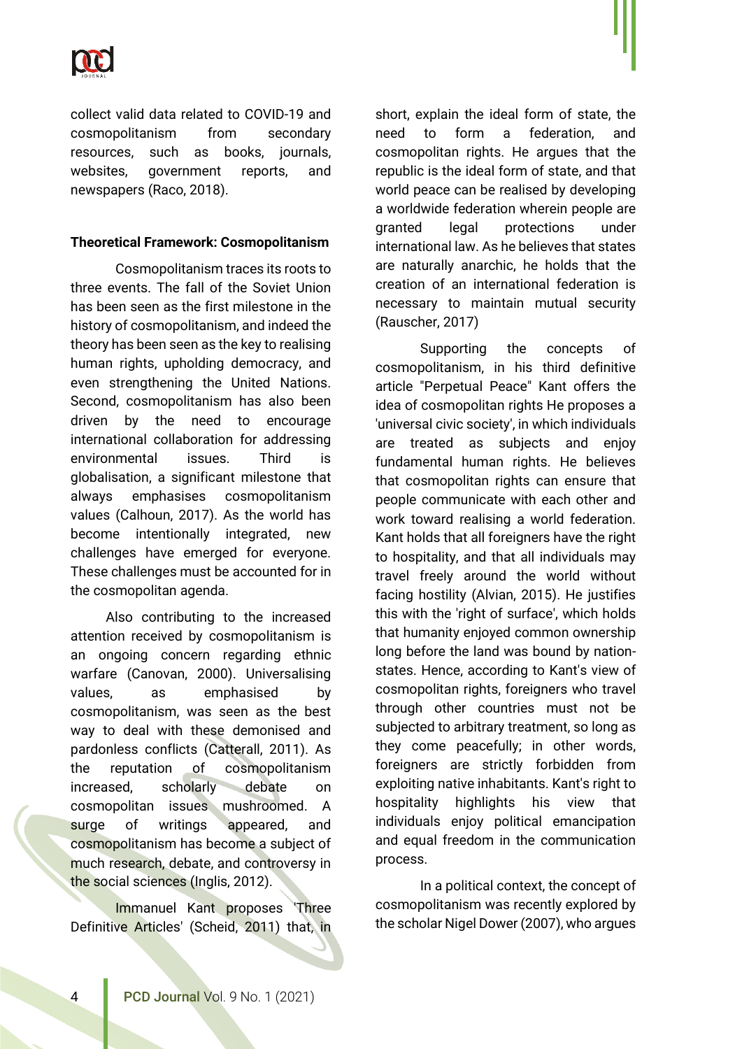collect valid data related to COVID-19 and cosmopolitanism from secondary resources, such as books, journals, websites, government reports, and newspapers (Raco, 2018).

**Theoretical Framework: Cosmopolitanism**

Cosmopolitanism traces its roots to three events. The fall of the Soviet Union has been seen as the first milestone in the history of cosmopolitanism, and indeed the theory has been seen as the key to realising human rights, upholding democracy, and even strengthening the United Nations. Second, cosmopolitanism has also been driven by the need to encourage international collaboration for addressing environmental issues. Third is globalisation, a significant milestone that always emphasises cosmopolitanism values (Calhoun, 2017). As the world has become intentionally integrated, new challenges have emerged for everyone. These challenges must be accounted for in the cosmopolitan agenda.

Also contributing to the increased attention received by cosmopolitanism is an ongoing concern regarding ethnic warfare (Canovan, 2000). Universalising values, as emphasised by cosmopolitanism, was seen as the best way to deal with these demonised and pardonless conflicts (Catterall, 2011). As the reputation of cosmopolitanism increased, scholarly debate on cosmopolitan issues mushroomed. A surge of writings appeared, and cosmopolitanism has become a subject of much research, debate, and controversy in the social sciences (Inglis, 2012).

Immanuel Kant proposes 'Three Definitive Articles' (Scheid, 2011) that, in short, explain the ideal form of state, the need to form a federation, and cosmopolitan rights. He argues that the republic is the ideal form of state, and that world peace can be realised by developing a worldwide federation wherein people are granted legal protections under international law. As he believes that states are naturally anarchic, he holds that the creation of an international federation is necessary to maintain mutual security (Rauscher, 2017)

Supporting the concepts of cosmopolitanism, in his third definitive article "Perpetual Peace" Kant offers the idea of cosmopolitan rights He proposes a 'universal civic society', in which individuals are treated as subjects and enjoy fundamental human rights. He believes that cosmopolitan rights can ensure that people communicate with each other and work toward realising a world federation. Kant holds that all foreigners have the right to hospitality, and that all individuals may travel freely around the world without facing hostility (Alvian, 2015). He justifies this with the 'right of surface', which holds that humanity enjoyed common ownership long before the land was bound by nation-states. Hence, according to Kant's view of cosmopolitan rights, foreigners who travel through other countries must not be subjected to arbitrary treatment, so long as they come peacefully; in other words, foreigners are strictly forbidden from exploiting native inhabitants. Kant's right to hospitality highlights his view that individuals enjoy political emancipation and equal freedom in the communication process.

In a political context, the concept of cosmopolitanism was recently explored by the scholar Nigel Dower (2007), who argues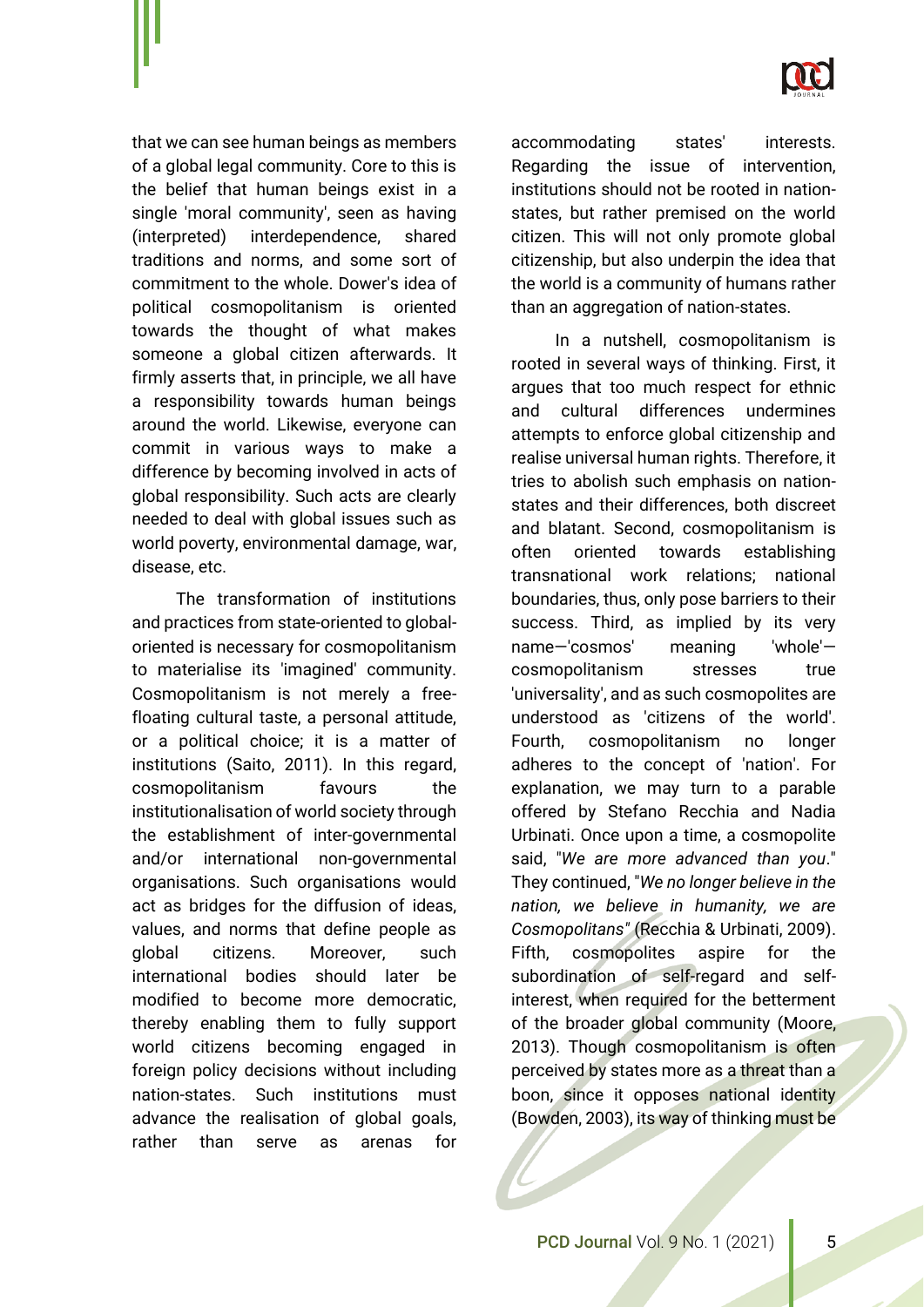that we can see human beings as members of a global legal community. Core to this is the belief that human beings exist in a single 'moral community', seen as having (interpreted) interdependence, shared traditions and norms, and some sort of commitment to the whole. Dower's idea of political cosmopolitanism is oriented towards the thought of what makes someone a global citizen afterwards. It firmly asserts that, in principle, we all have a responsibility towards human beings around the world. Likewise, everyone can commit in various ways to make a difference by becoming involved in acts of global responsibility. Such acts are clearly needed to deal with global issues such as world poverty, environmental damage, war, disease, etc.

The transformation of institutions and practices from state-oriented to global-oriented is necessary for cosmopolitanism to materialise its 'imagined' community. Cosmopolitanism is not merely a free-floating cultural taste, a personal attitude, or a political choice; it is a matter of institutions (Saito, 2011). In this regard, cosmopolitanism favours the institutionalisation of world society through the establishment of inter-governmental and/or international non-governmental organisations. Such organisations would act as bridges for the diffusion of ideas, values, and norms that define people as global citizens. Moreover, such international bodies should later be modified to become more democratic, thereby enabling them to fully support world citizens becoming engaged in foreign policy decisions without including nation-states. Such institutions must advance the realisation of global goals, rather than serve as arenas for accommodating states' interests. Regarding the issue of intervention, institutions should not be rooted in nation-states, but rather premised on the world citizen. This will not only promote global citizenship, but also underpin the idea that the world is a community of humans rather than an aggregation of nation-states.

In a nutshell, cosmopolitanism is rooted in several ways of thinking. First, it argues that too much respect for ethnic and cultural differences undermines attempts to enforce global citizenship and realise universal human rights. Therefore, it tries to abolish such emphasis on nation-states and their differences, both discreet and blatant. Second, cosmopolitanism is often oriented towards establishing transnational work relations; national boundaries, thus, only pose barriers to their success. Third, as implied by its very name—'cosmos' meaning 'whole'—cosmopolitanism stresses true 'universality', and as such cosmopolites are understood as 'citizens of the world'. Fourth, cosmopolitanism no longer adheres to the concept of 'nation'. For explanation, we may turn to a parable offered by Stefano Recchia and Nadia Urbinati. Once upon a time, a cosmopolite said, "*We are more advanced than you*." They continued, "*We no longer believe in the nation, we believe in humanity, we are Cosmopolitans"* (Recchia & Urbinati, 2009). Fifth, cosmopolites aspire for the subordination of self-regard and self-interest, when required for the betterment of the broader global community (Moore, 2013). Though cosmopolitanism is often perceived by states more as a threat than a boon, since it opposes national identity (Bowden, 2003), its way of thinking must be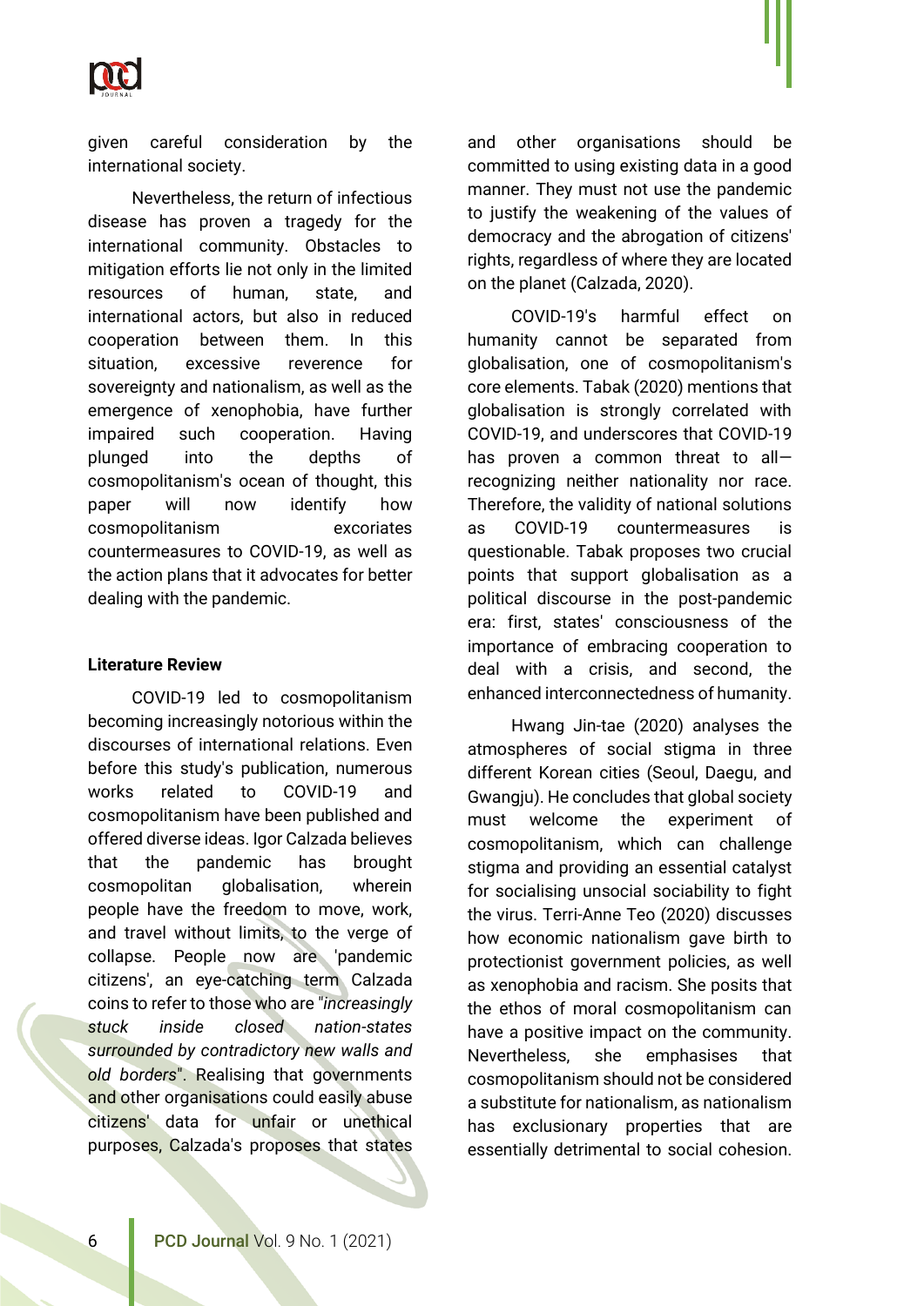given careful consideration by the international society.

Nevertheless, the return of infectious disease has proven a tragedy for the international community. Obstacles to mitigation efforts lie not only in the limited resources of human, state, and international actors, but also in reduced cooperation between them. In this situation, excessive reverence for sovereignty and nationalism, as well as the emergence of xenophobia, have further impaired such cooperation. Having plunged into the depths of cosmopolitanism's ocean of thought, this paper will now identify how cosmopolitanism excoriates countermeasures to COVID-19, as well as the action plans that it advocates for better dealing with the pandemic.

**Literature Review**

COVID-19 led to cosmopolitanism becoming increasingly notorious within the discourses of international relations. Even before this study's publication, numerous works related to COVID-19 and cosmopolitanism have been published and offered diverse ideas. Igor Calzada believes that the pandemic has brought cosmopolitan globalisation, wherein people have the freedom to move, work, and travel without limits, to the verge of collapse. People now are 'pandemic citizens', an eye-catching term Calzada coins to refer to those who are "*increasingly stuck inside closed nation-states surrounded by contradictory new walls and old borders*". Realising that governments and other organisations could easily abuse citizens' data for unfair or unethical purposes, Calzada's proposes that states and other organisations should be committed to using existing data in a good manner. They must not use the pandemic to justify the weakening of the values of democracy and the abrogation of citizens' rights, regardless of where they are located on the planet (Calzada, 2020).

COVID-19's harmful effect on humanity cannot be separated from globalisation, one of cosmopolitanism's core elements. Tabak (2020) mentions that globalisation is strongly correlated with COVID-19, and underscores that COVID-19 has proven a common threat to all—recognizing neither nationality nor race. Therefore, the validity of national solutions as COVID-19 countermeasures is questionable. Tabak proposes two crucial points that support globalisation as a political discourse in the post-pandemic era: first, states' consciousness of the importance of embracing cooperation to deal with a crisis, and second, the enhanced interconnectedness of humanity.

Hwang Jin-tae (2020) analyses the atmospheres of social stigma in three different Korean cities (Seoul, Daegu, and Gwangju). He concludes that global society must welcome the experiment of cosmopolitanism, which can challenge stigma and providing an essential catalyst for socialising unsocial sociability to fight the virus. Terri-Anne Teo (2020) discusses how economic nationalism gave birth to protectionist government policies, as well as xenophobia and racism. She posits that the ethos of moral cosmopolitanism can have a positive impact on the community. Nevertheless, she emphasises that cosmopolitanism should not be considered a substitute for nationalism, as nationalism has exclusionary properties that are essentially detrimental to social cohesion.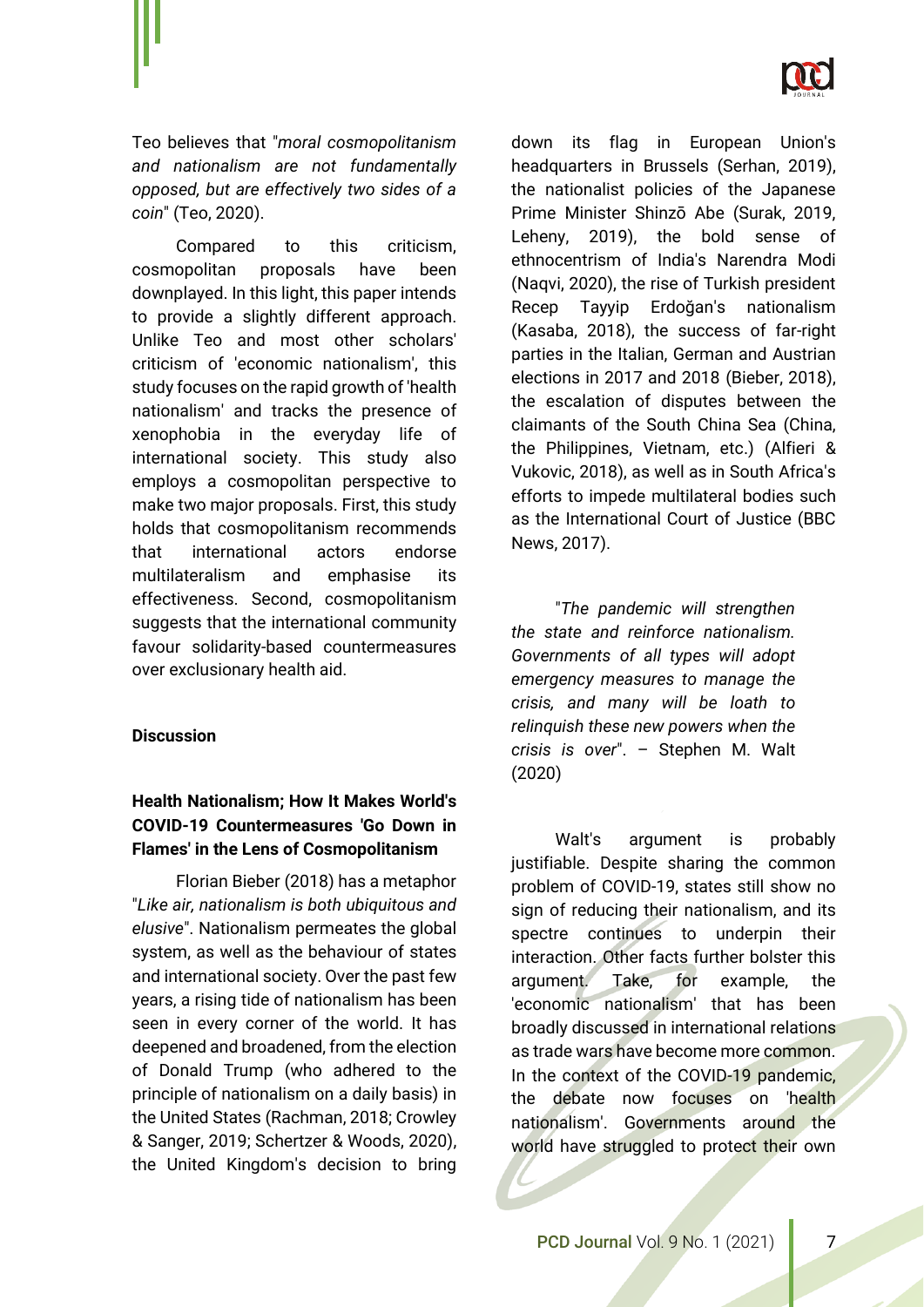Teo believes that "*moral cosmopolitanism and nationalism are not fundamentally opposed, but are effectively two sides of a coin*" (Teo, 2020).

Compared to this criticism, cosmopolitan proposals have been downplayed. In this light, this paper intends to provide a slightly different approach. Unlike Teo and most other scholars' criticism of 'economic nationalism', this study focuses on the rapid growth of 'health nationalism' and tracks the presence of xenophobia in the everyday life of international society. This study also employs a cosmopolitan perspective to make two major proposals. First, this study holds that cosmopolitanism recommends that international actors endorse multilateralism and emphasise its effectiveness. Second, cosmopolitanism suggests that the international community favour solidarity-based countermeasures over exclusionary health aid.

## Discussion

### Health Nationalism; How It Makes World's COVID-19 Countermeasures 'Go Down in Flames' in the Lens of Cosmopolitanism

Florian Bieber (2018) has a metaphor "*Like air, nationalism is both ubiquitous and elusive*". Nationalism permeates the global system, as well as the behaviour of states and international society. Over the past few years, a rising tide of nationalism has been seen in every corner of the world. It has deepened and broadened, from the election of Donald Trump (who adhered to the principle of nationalism on a daily basis) in the United States (Rachman, 2018; Crowley & Sanger, 2019; Schertzer & Woods, 2020), the United Kingdom's decision to bring down its flag in European Union's headquarters in Brussels (Serhan, 2019), the nationalist policies of the Japanese Prime Minister Shinzō Abe (Surak, 2019, Leheny, 2019), the bold sense of ethnocentrism of India's Narendra Modi (Naqvi, 2020), the rise of Turkish president Recep Tayyip Erdoğan's nationalism (Kasaba, 2018), the success of far-right parties in the Italian, German and Austrian elections in 2017 and 2018 (Bieber, 2018), the escalation of disputes between the claimants of the South China Sea (China, the Philippines, Vietnam, etc.) (Alfieri & Vukovic, 2018), as well as in South Africa's efforts to impede multilateral bodies such as the International Court of Justice (BBC News, 2017).

"*The pandemic will strengthen the state and reinforce nationalism. Governments of all types will adopt emergency measures to manage the crisis, and many will be loath to relinquish these new powers when the crisis is over*". – Stephen M. Walt (2020)

Walt's argument is probably justifiable. Despite sharing the common problem of COVID-19, states still show no sign of reducing their nationalism, and its spectre continues to underpin their interaction. Other facts further bolster this argument. Take, for example, the 'economic nationalism' that has been broadly discussed in international relations as trade wars have become more common. In the context of the COVID-19 pandemic, the debate now focuses on 'health nationalism'. Governments around the world have struggled to protect their own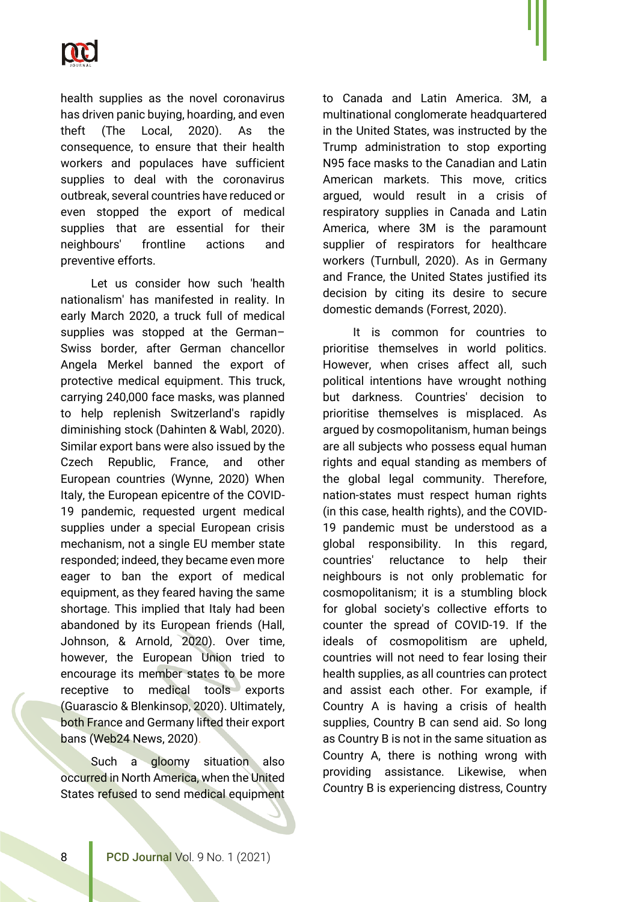health supplies as the novel coronavirus has driven panic buying, hoarding, and even theft (The Local, 2020). As the consequence, to ensure that their health workers and populaces have sufficient supplies to deal with the coronavirus outbreak, several countries have reduced or even stopped the export of medical supplies that are essential for their neighbours' frontline actions and preventive efforts.

Let us consider how such 'health nationalism' has manifested in reality. In early March 2020, a truck full of medical supplies was stopped at the German–Swiss border, after German chancellor Angela Merkel banned the export of protective medical equipment. This truck, carrying 240,000 face masks, was planned to help replenish Switzerland's rapidly diminishing stock (Dahinten & Wabl, 2020). Similar export bans were also issued by the Czech Republic, France, and other European countries (Wynne, 2020) When Italy, the European epicentre of the COVID-19 pandemic, requested urgent medical supplies under a special European crisis mechanism, not a single EU member state responded; indeed, they became even more eager to ban the export of medical equipment, as they feared having the same shortage. This implied that Italy had been abandoned by its European friends (Hall, Johnson, & Arnold, 2020). Over time, however, the European Union tried to encourage its member states to be more receptive to medical tools exports (Guarascio & Blenkinsop, 2020). Ultimately, both France and Germany lifted their export bans (Web24 News, 2020).

Such a gloomy situation also occurred in North America, when the United States refused to send medical equipment to Canada and Latin America. 3M, a multinational conglomerate headquartered in the United States, was instructed by the Trump administration to stop exporting N95 face masks to the Canadian and Latin American markets. This move, critics argued, would result in a crisis of respiratory supplies in Canada and Latin America, where 3M is the paramount supplier of respirators for healthcare workers (Turnbull, 2020). As in Germany and France, the United States justified its decision by citing its desire to secure domestic demands (Forrest, 2020).

It is common for countries to prioritise themselves in world politics. However, when crises affect all, such political intentions have wrought nothing but darkness. Countries' decision to prioritise themselves is misplaced. As argued by cosmopolitanism, human beings are all subjects who possess equal human rights and equal standing as members of the global legal community. Therefore, nation-states must respect human rights (in this case, health rights), and the COVID-19 pandemic must be understood as a global responsibility. In this regard, countries' reluctance to help their neighbours is not only problematic for cosmopolitanism; it is a stumbling block for global society's collective efforts to counter the spread of COVID-19. If the ideals of cosmopolitism are upheld, countries will not need to fear losing their health supplies, as all countries can protect and assist each other. For example, if Country A is having a crisis of health supplies, Country B can send aid. So long as Country B is not in the same situation as Country A, there is nothing wrong with providing assistance. Likewise, when Country B is experiencing distress, Country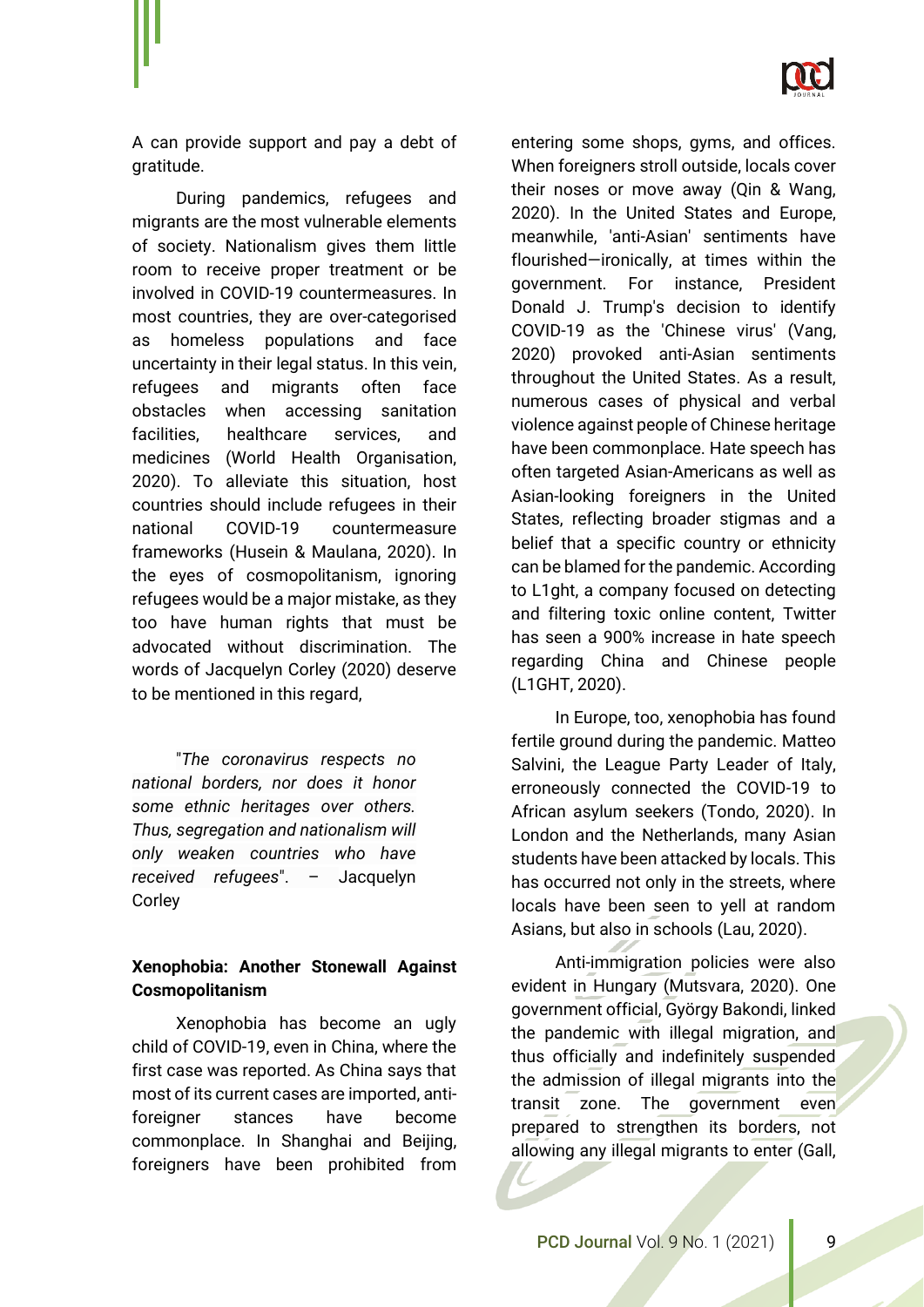A can provide support and pay a debt of gratitude.

During pandemics, refugees and migrants are the most vulnerable elements of society. Nationalism gives them little room to receive proper treatment or be involved in COVID-19 countermeasures. In most countries, they are over-categorised as homeless populations and face uncertainty in their legal status. In this vein, refugees and migrants often face obstacles when accessing sanitation facilities, healthcare services, and medicines (World Health Organisation, 2020). To alleviate this situation, host countries should include refugees in their national COVID-19 countermeasure frameworks (Husein & Maulana, 2020). In the eyes of cosmopolitanism, ignoring refugees would be a major mistake, as they too have human rights that must be advocated without discrimination. The words of Jacquelyn Corley (2020) deserve to be mentioned in this regard,

> "*The coronavirus respects no national borders, nor does it honor some ethnic heritages over others. Thus, segregation and nationalism will only weaken countries who have received refugees*". – Jacquelyn Corley

### Xenophobia: Another Stonewall Against Cosmopolitanism

Xenophobia has become an ugly child of COVID-19, even in China, where the first case was reported. As China says that most of its current cases are imported, anti-foreigner stances have become commonplace. In Shanghai and Beijing, foreigners have been prohibited from entering some shops, gyms, and offices. When foreigners stroll outside, locals cover their noses or move away (Qin & Wang, 2020). In the United States and Europe, meanwhile, 'anti-Asian' sentiments have flourished—ironically, at times within the government. For instance, President Donald J. Trump's decision to identify COVID-19 as the 'Chinese virus' (Vang, 2020) provoked anti-Asian sentiments throughout the United States. As a result, numerous cases of physical and verbal violence against people of Chinese heritage have been commonplace. Hate speech has often targeted Asian-Americans as well as Asian-looking foreigners in the United States, reflecting broader stigmas and a belief that a specific country or ethnicity can be blamed for the pandemic. According to L1ght, a company focused on detecting and filtering toxic online content, Twitter has seen a 900% increase in hate speech regarding China and Chinese people (L1GHT, 2020).

In Europe, too, xenophobia has found fertile ground during the pandemic. Matteo Salvini, the League Party Leader of Italy, erroneously connected the COVID-19 to African asylum seekers (Tondo, 2020). In London and the Netherlands, many Asian students have been attacked by locals. This has occurred not only in the streets, where locals have been seen to yell at random Asians, but also in schools (Lau, 2020).

Anti-immigration policies were also evident in Hungary (Mutsvara, 2020). One government official, György Bakondi, linked the pandemic with illegal migration, and thus officially and indefinitely suspended the admission of illegal migrants into the transit zone. The government even prepared to strengthen its borders, not allowing any illegal migrants to enter (Gall,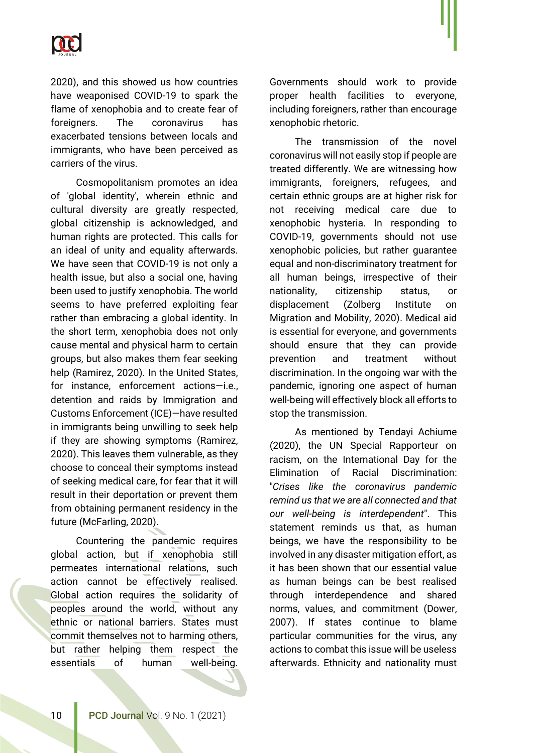2020), and this showed us how countries have weaponised COVID-19 to spark the flame of xenophobia and to create fear of foreigners. The coronavirus has exacerbated tensions between locals and immigrants, who have been perceived as carriers of the virus.

Cosmopolitanism promotes an idea of 'global identity', wherein ethnic and cultural diversity are greatly respected, global citizenship is acknowledged, and human rights are protected. This calls for an ideal of unity and equality afterwards. We have seen that COVID-19 is not only a health issue, but also a social one, having been used to justify xenophobia. The world seems to have preferred exploiting fear rather than embracing a global identity. In the short term, xenophobia does not only cause mental and physical harm to certain groups, but also makes them fear seeking help (Ramirez, 2020). In the United States, for instance, enforcement actions—i.e., detention and raids by Immigration and Customs Enforcement (ICE)—have resulted in immigrants being unwilling to seek help if they are showing symptoms (Ramirez, 2020). This leaves them vulnerable, as they choose to conceal their symptoms instead of seeking medical care, for fear that it will result in their deportation or prevent them from obtaining permanent residency in the future (McFarling, 2020).

Countering the pandemic requires global action, but if xenophobia still permeates international relations, such action cannot be effectively realised. Global action requires the solidarity of peoples around the world, without any ethnic or national barriers. States must commit themselves not to harming others, but rather helping them respect the essentials of human well-being. Governments should work to provide proper health facilities to everyone, including foreigners, rather than encourage xenophobic rhetoric.

The transmission of the novel coronavirus will not easily stop if people are treated differently. We are witnessing how immigrants, foreigners, refugees, and certain ethnic groups are at higher risk for not receiving medical care due to xenophobic hysteria. In responding to COVID-19, governments should not use xenophobic policies, but rather guarantee equal and non-discriminatory treatment for all human beings, irrespective of their nationality, citizenship status, or displacement (Zolberg Institute on Migration and Mobility, 2020). Medical aid is essential for everyone, and governments should ensure that they can provide prevention and treatment without discrimination. In the ongoing war with the pandemic, ignoring one aspect of human well-being will effectively block all efforts to stop the transmission.

As mentioned by Tendayi Achiume (2020), the UN Special Rapporteur on racism, on the International Day for the Elimination of Racial Discrimination: "*Crises like the coronavirus pandemic remind us that we are all connected and that our well-being is interdependent*". This statement reminds us that, as human beings, we have the responsibility to be involved in any disaster mitigation effort, as it has been shown that our essential value as human beings can be best realised through interdependence and shared norms, values, and commitment (Dower, 2007). If states continue to blame particular communities for the virus, any actions to combat this issue will be useless afterwards. Ethnicity and nationality must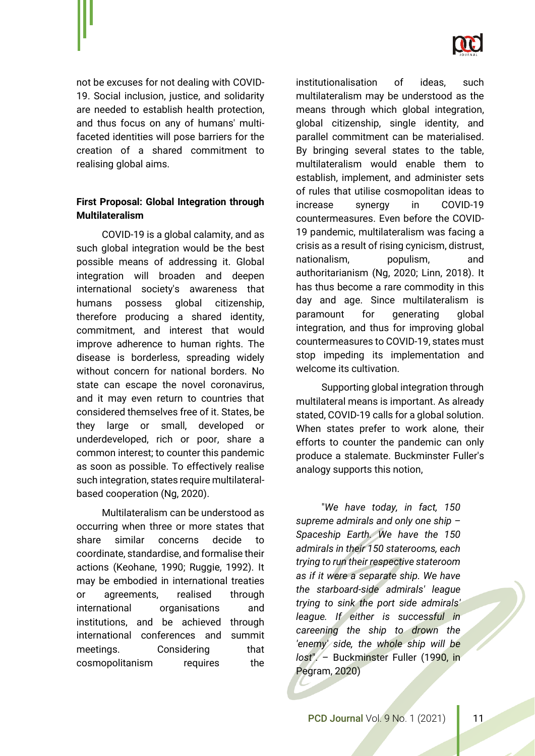not be excuses for not dealing with COVID-19. Social inclusion, justice, and solidarity are needed to establish health protection, and thus focus on any of humans' multi-faceted identities will pose barriers for the creation of a shared commitment to realising global aims.

### First Proposal: Global Integration through Multilateralism

COVID-19 is a global calamity, and as such global integration would be the best possible means of addressing it. Global integration will broaden and deepen international society's awareness that humans possess global citizenship, therefore producing a shared identity, commitment, and interest that would improve adherence to human rights. The disease is borderless, spreading widely without concern for national borders. No state can escape the novel coronavirus, and it may even return to countries that considered themselves free of it. States, be they large or small, developed or underdeveloped, rich or poor, share a common interest; to counter this pandemic as soon as possible. To effectively realise such integration, states require multilateral-based cooperation (Ng, 2020).

Multilateralism can be understood as occurring when three or more states that share similar concerns decide to coordinate, standardise, and formalise their actions (Keohane, 1990; Ruggie, 1992). It may be embodied in international treaties or agreements, realised through international organisations and institutions, and be achieved through international conferences and summit meetings. Considering that cosmopolitanism requires the institutionalisation of ideas, such multilateralism may be understood as the means through which global integration, global citizenship, single identity, and parallel commitment can be materialised. By bringing several states to the table, multilateralism would enable them to establish, implement, and administer sets of rules that utilise cosmopolitan ideas to increase synergy in COVID-19 countermeasures. Even before the COVID-19 pandemic, multilateralism was facing a crisis as a result of rising cynicism, distrust, nationalism, populism, and authoritarianism (Ng, 2020; Linn, 2018). It has thus become a rare commodity in this day and age. Since multilateralism is paramount for generating global integration, and thus for improving global countermeasures to COVID-19, states must stop impeding its implementation and welcome its cultivation.

Supporting global integration through multilateral means is important. As already stated, COVID-19 calls for a global solution. When states prefer to work alone, their efforts to counter the pandemic can only produce a stalemate. Buckminster Fuller's analogy supports this notion,

> *"We have today, in fact, 150 supreme admirals and only one ship – Spaceship Earth. We have the 150 admirals in their 150 staterooms, each trying to run their respective stateroom as if it were a separate ship. We have the starboard-side admirals' league trying to sink the port side admirals' league. If either is successful in careening the ship to drown the 'enemy' side, the whole ship will be lost".* – Buckminster Fuller (1990, in Pegram, 2020)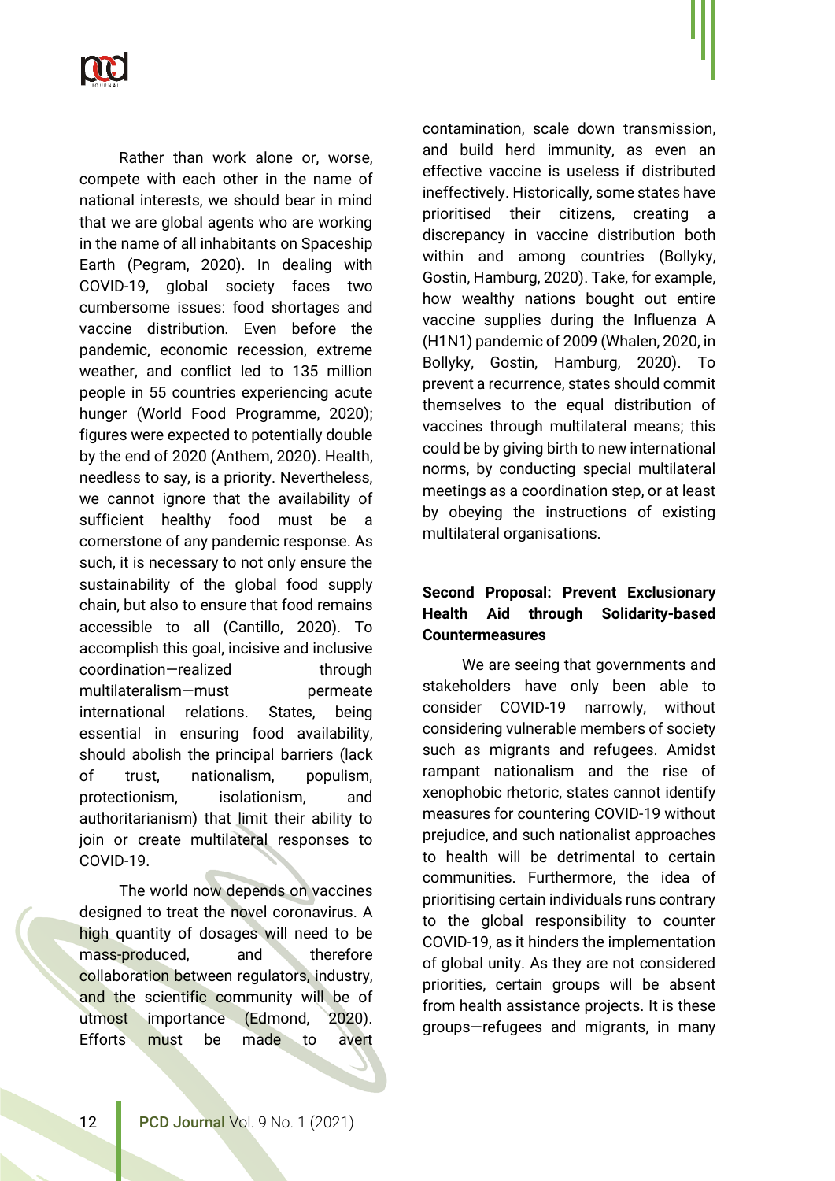Rather than work alone or, worse, compete with each other in the name of national interests, we should bear in mind that we are global agents who are working in the name of all inhabitants on Spaceship Earth (Pegram, 2020). In dealing with COVID-19, global society faces two cumbersome issues: food shortages and vaccine distribution. Even before the pandemic, economic recession, extreme weather, and conflict led to 135 million people in 55 countries experiencing acute hunger (World Food Programme, 2020); figures were expected to potentially double by the end of 2020 (Anthem, 2020). Health, needless to say, is a priority. Nevertheless, we cannot ignore that the availability of sufficient healthy food must be a cornerstone of any pandemic response. As such, it is necessary to not only ensure the sustainability of the global food supply chain, but also to ensure that food remains accessible to all (Cantillo, 2020). To accomplish this goal, incisive and inclusive coordination—realized through multilateralism—must permeate international relations. States, being essential in ensuring food availability, should abolish the principal barriers (lack of trust, nationalism, populism, protectionism, isolationism, and authoritarianism) that limit their ability to join or create multilateral responses to COVID-19.

The world now depends on vaccines designed to treat the novel coronavirus. A high quantity of dosages will need to be mass-produced, and therefore collaboration between regulators, industry, and the scientific community will be of utmost importance (Edmond, 2020). Efforts must be made to avert contamination, scale down transmission, and build herd immunity, as even an effective vaccine is useless if distributed ineffectively. Historically, some states have prioritised their citizens, creating a discrepancy in vaccine distribution both within and among countries (Bollyky, Gostin, Hamburg, 2020). Take, for example, how wealthy nations bought out entire vaccine supplies during the Influenza A (H1N1) pandemic of 2009 (Whalen, 2020, in Bollyky, Gostin, Hamburg, 2020). To prevent a recurrence, states should commit themselves to the equal distribution of vaccines through multilateral means; this could be by giving birth to new international norms, by conducting special multilateral meetings as a coordination step, or at least by obeying the instructions of existing multilateral organisations.

**Second Proposal: Prevent Exclusionary Health Aid through Solidarity-based Countermeasures**

We are seeing that governments and stakeholders have only been able to consider COVID-19 narrowly, without considering vulnerable members of society such as migrants and refugees. Amidst rampant nationalism and the rise of xenophobic rhetoric, states cannot identify measures for countering COVID-19 without prejudice, and such nationalist approaches to health will be detrimental to certain communities. Furthermore, the idea of prioritising certain individuals runs contrary to the global responsibility to counter COVID-19, as it hinders the implementation of global unity. As they are not considered priorities, certain groups will be absent from health assistance projects. It is these groups—refugees and migrants, in many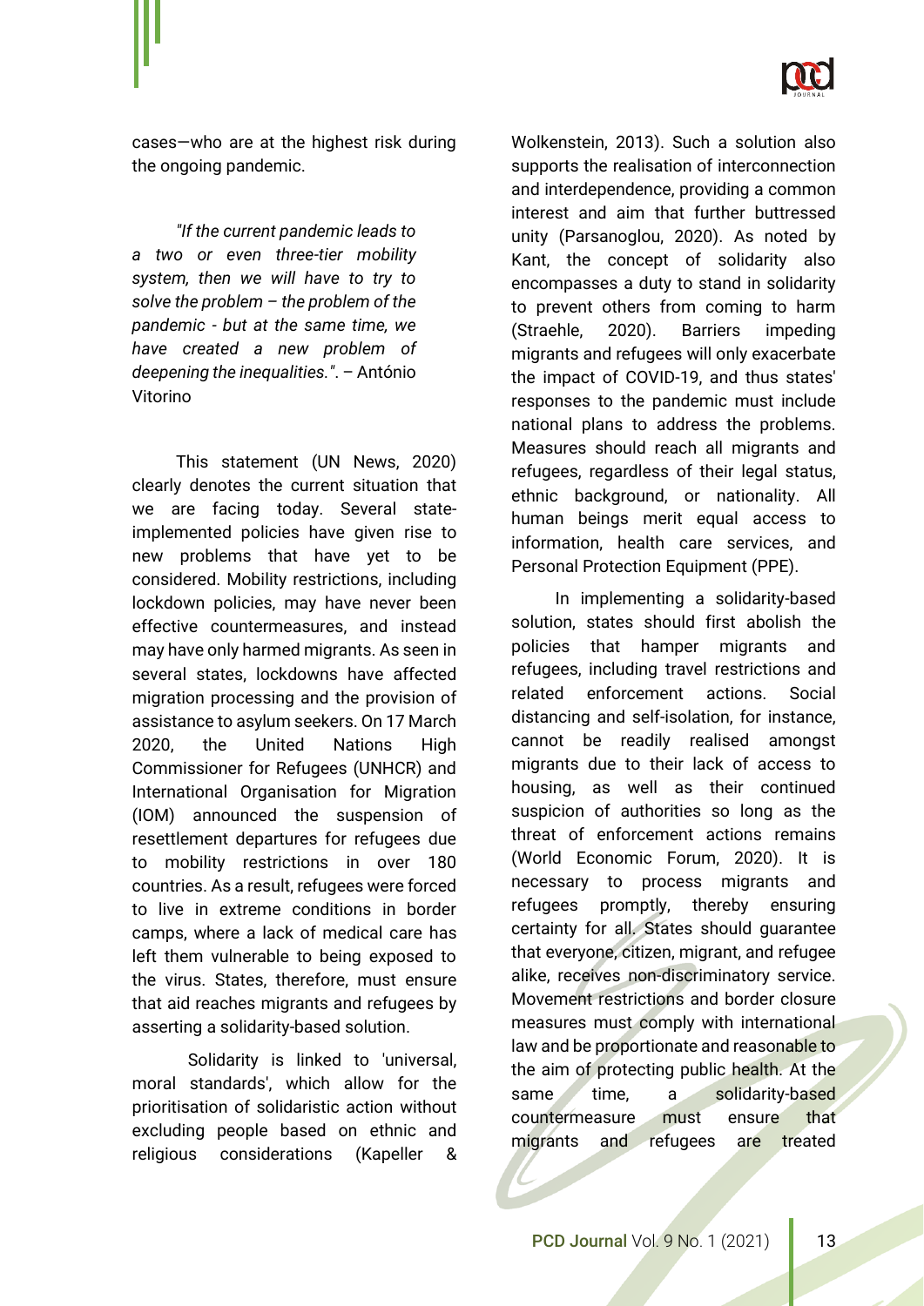cases—who are at the highest risk during the ongoing pandemic.

*"If the current pandemic leads to a two or even three-tier mobility system, then we will have to try to solve the problem – the problem of the pandemic - but at the same time, we have created a new problem of deepening the inequalities."*. – António Vitorino

This statement (UN News, 2020) clearly denotes the current situation that we are facing today. Several state-implemented policies have given rise to new problems that have yet to be considered. Mobility restrictions, including lockdown policies, may have never been effective countermeasures, and instead may have only harmed migrants. As seen in several states, lockdowns have affected migration processing and the provision of assistance to asylum seekers. On 17 March 2020, the United Nations High Commissioner for Refugees (UNHCR) and International Organisation for Migration (IOM) announced the suspension of resettlement departures for refugees due to mobility restrictions in over 180 countries. As a result, refugees were forced to live in extreme conditions in border camps, where a lack of medical care has left them vulnerable to being exposed to the virus. States, therefore, must ensure that aid reaches migrants and refugees by asserting a solidarity-based solution.

Solidarity is linked to 'universal, moral standards', which allow for the prioritisation of solidaristic action without excluding people based on ethnic and religious considerations (Kapeller & Wolkenstein, 2013). Such a solution also supports the realisation of interconnection and interdependence, providing a common interest and aim that further buttressed unity (Parsanoglou, 2020). As noted by Kant, the concept of solidarity also encompasses a duty to stand in solidarity to prevent others from coming to harm (Straehle, 2020). Barriers impeding migrants and refugees will only exacerbate the impact of COVID-19, and thus states' responses to the pandemic must include national plans to address the problems. Measures should reach all migrants and refugees, regardless of their legal status, ethnic background, or nationality. All human beings merit equal access to information, health care services, and Personal Protection Equipment (PPE).

In implementing a solidarity-based solution, states should first abolish the policies that hamper migrants and refugees, including travel restrictions and related enforcement actions. Social distancing and self-isolation, for instance, cannot be readily realised amongst migrants due to their lack of access to housing, as well as their continued suspicion of authorities so long as the threat of enforcement actions remains (World Economic Forum, 2020). It is necessary to process migrants and refugees promptly, thereby ensuring certainty for all. States should guarantee that everyone, citizen, migrant, and refugee alike, receives non-discriminatory service. Movement restrictions and border closure measures must comply with international law and be proportionate and reasonable to the aim of protecting public health. At the same time, a solidarity-based countermeasure must ensure that migrants and refugees are treated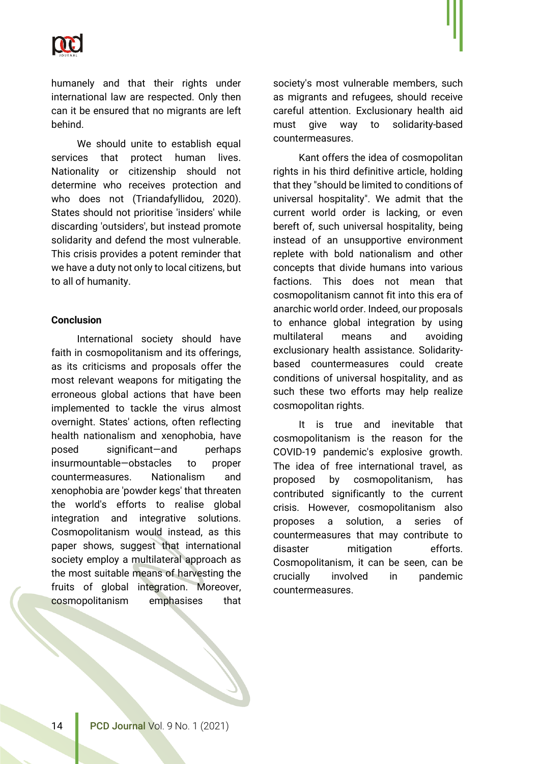humanely and that their rights under international law are respected. Only then can it be ensured that no migrants are left behind.

We should unite to establish equal services that protect human lives. Nationality or citizenship should not determine who receives protection and who does not (Triandafyllidou, 2020). States should not prioritise 'insiders' while discarding 'outsiders', but instead promote solidarity and defend the most vulnerable. This crisis provides a potent reminder that we have a duty not only to local citizens, but to all of humanity.

## Conclusion

International society should have faith in cosmopolitanism and its offerings, as its criticisms and proposals offer the most relevant weapons for mitigating the erroneous global actions that have been implemented to tackle the virus almost overnight. States' actions, often reflecting health nationalism and xenophobia, have posed significant—and perhaps insurmountable—obstacles to proper countermeasures. Nationalism and xenophobia are 'powder kegs' that threaten the world's efforts to realise global integration and integrative solutions. Cosmopolitanism would instead, as this paper shows, suggest that international society employ a multilateral approach as the most suitable means of harvesting the fruits of global integration. Moreover, cosmopolitanism emphasises that society's most vulnerable members, such as migrants and refugees, should receive careful attention. Exclusionary health aid must give way to solidarity-based countermeasures.

Kant offers the idea of cosmopolitan rights in his third definitive article, holding that they "should be limited to conditions of universal hospitality". We admit that the current world order is lacking, or even bereft of, such universal hospitality, being instead of an unsupportive environment replete with bold nationalism and other concepts that divide humans into various factions. This does not mean that cosmopolitanism cannot fit into this era of anarchic world order. Indeed, our proposals to enhance global integration by using multilateral means and avoiding exclusionary health assistance. Solidarity-based countermeasures could create conditions of universal hospitality, and as such these two efforts may help realize cosmopolitan rights.

It is true and inevitable that cosmopolitanism is the reason for the COVID-19 pandemic's explosive growth. The idea of free international travel, as proposed by cosmopolitanism, has contributed significantly to the current crisis. However, cosmopolitanism also proposes a solution, a series of countermeasures that may contribute to disaster mitigation efforts. Cosmopolitanism, it can be seen, can be crucially involved in pandemic countermeasures.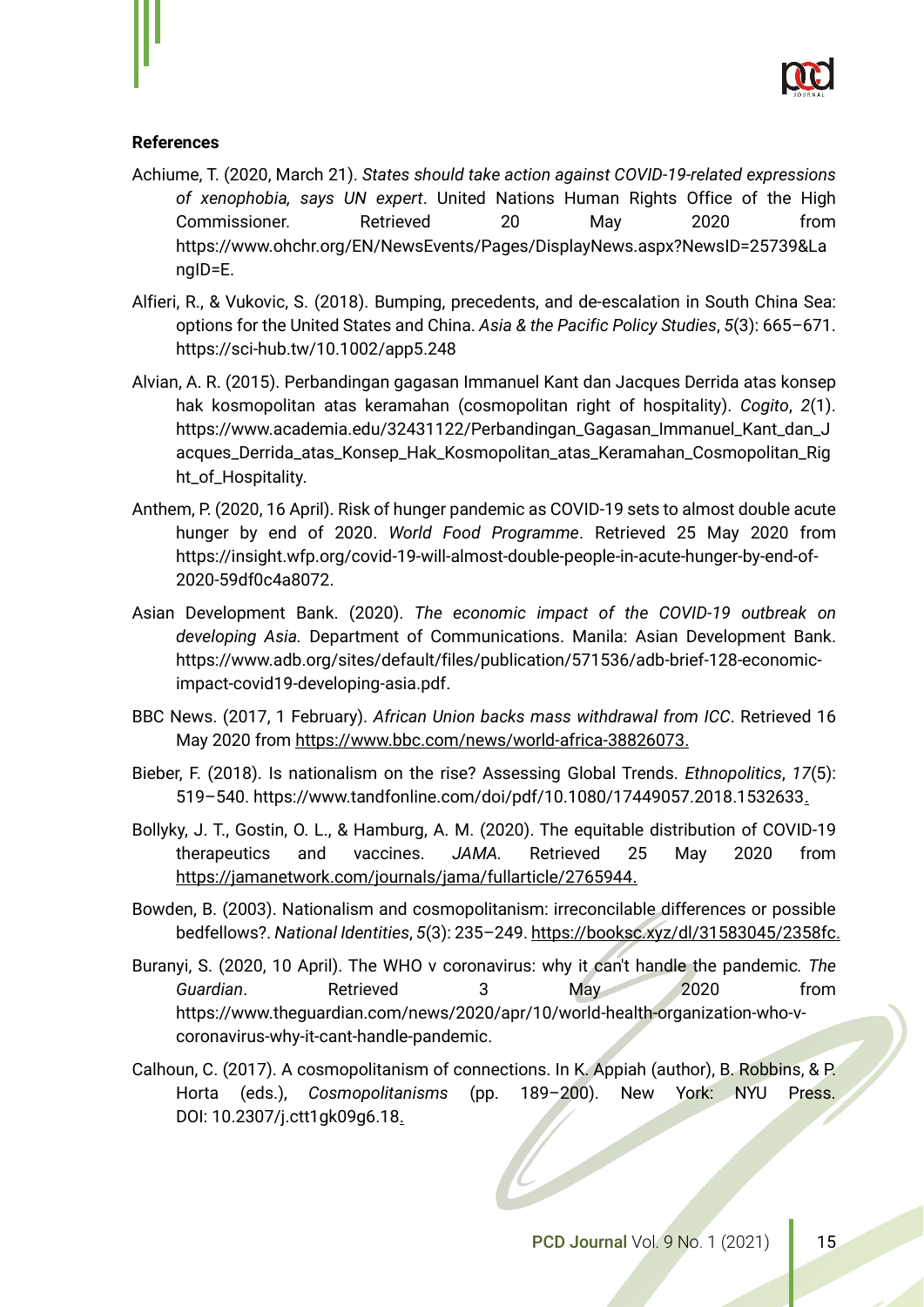**References**

Achiume, T. (2020, March 21). *States should take action against COVID-19-related expressions of xenophobia, says UN expert*. United Nations Human Rights Office of the High Commissioner. Retrieved 20 May 2020 from https://www.ohchr.org/EN/NewsEvents/Pages/DisplayNews.aspx?NewsID=25739&LangID=E.

Alfieri, R., & Vukovic, S. (2018). Bumping, precedents, and de-escalation in South China Sea: options for the United States and China. *Asia & the Pacific Policy Studies*, *5*(3): 665–671. https://sci-hub.tw/10.1002/app5.248

Alvian, A. R. (2015). Perbandingan gagasan Immanuel Kant dan Jacques Derrida atas konsep hak kosmopolitan atas keramahan (cosmopolitan right of hospitality). *Cogito*, *2*(1). https://www.academia.edu/32431122/Perbandingan_Gagasan_Immanuel_Kant_dan_Jacques_Derrida_atas_Konsep_Hak_Kosmopolitan_atas_Keramahan_Cosmopolitan_Right_of_Hospitality.

Anthem, P. (2020, 16 April). Risk of hunger pandemic as COVID-19 sets to almost double acute hunger by end of 2020. *World Food Programme*. Retrieved 25 May 2020 from https://insight.wfp.org/covid-19-will-almost-double-people-in-acute-hunger-by-end-of-2020-59df0c4a8072.

Asian Development Bank. (2020). *The economic impact of the COVID-19 outbreak on developing Asia.* Department of Communications. Manila: Asian Development Bank. https://www.adb.org/sites/default/files/publication/571536/adb-brief-128-economic-impact-covid19-developing-asia.pdf.

BBC News. (2017, 1 February). *African Union backs mass withdrawal from ICC*. Retrieved 16 May 2020 from https://www.bbc.com/news/world-africa-38826073.

Bieber, F. (2018). Is nationalism on the rise? Assessing Global Trends. *Ethnopolitics*, *17*(5): 519–540. https://www.tandfonline.com/doi/pdf/10.1080/17449057.2018.1532633.

Bollyky, J. T., Gostin, O. L., & Hamburg, A. M. (2020). The equitable distribution of COVID-19 therapeutics and vaccines. *JAMA.* Retrieved 25 May 2020 from https://jamanetwork.com/journals/jama/fullarticle/2765944.

Bowden, B. (2003). Nationalism and cosmopolitanism: irreconcilable differences or possible bedfellows?. *National Identities*, *5*(3): 235–249. https://booksc.xyz/dl/31583045/2358fc.

Buranyi, S. (2020, 10 April). The WHO v coronavirus: why it can't handle the pandemic*. The Guardian*. Retrieved 3 May 2020 from https://www.theguardian.com/news/2020/apr/10/world-health-organization-who-v-coronavirus-why-it-cant-handle-pandemic.

Calhoun, C. (2017). A cosmopolitanism of connections. In K. Appiah (author), B. Robbins, & P. Horta (eds.), *Cosmopolitanisms* (pp. 189–200). New York: NYU Press. DOI: 10.2307/j.ctt1gk09g6.18.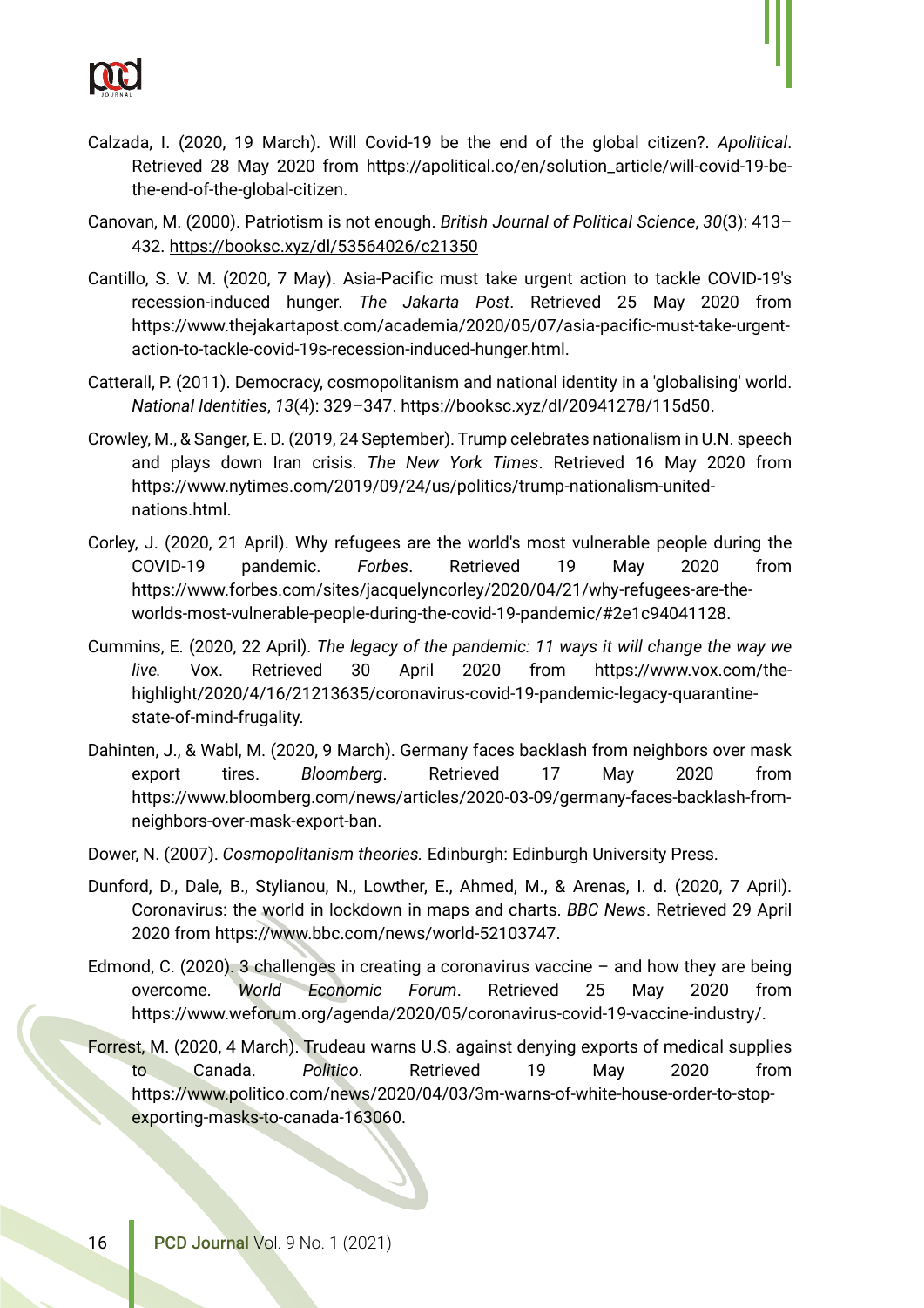Calzada, I. (2020, 19 March). Will Covid-19 be the end of the global citizen?. *Apolitical*. Retrieved 28 May 2020 from https://apolitical.co/en/solution_article/will-covid-19-be-the-end-of-the-global-citizen.

Canovan, M. (2000). Patriotism is not enough. *British Journal of Political Science*, *30*(3): 413–432. https://booksc.xyz/dl/53564026/c21350

Cantillo, S. V. M. (2020, 7 May). Asia-Pacific must take urgent action to tackle COVID-19's recession-induced hunger. *The Jakarta Post*. Retrieved 25 May 2020 from https://www.thejakartapost.com/academia/2020/05/07/asia-pacific-must-take-urgent-action-to-tackle-covid-19s-recession-induced-hunger.html.

Catterall, P. (2011). Democracy, cosmopolitanism and national identity in a 'globalising' world. *National Identities*, *13*(4): 329–347. https://booksc.xyz/dl/20941278/115d50.

Crowley, M., & Sanger, E. D. (2019, 24 September). Trump celebrates nationalism in U.N. speech and plays down Iran crisis. *The New York Times*. Retrieved 16 May 2020 from https://www.nytimes.com/2019/09/24/us/politics/trump-nationalism-united-nations.html.

Corley, J. (2020, 21 April). Why refugees are the world's most vulnerable people during the COVID-19 pandemic. *Forbes*. Retrieved 19 May 2020 from https://www.forbes.com/sites/jacquelyncorley/2020/04/21/why-refugees-are-the-worlds-most-vulnerable-people-during-the-covid-19-pandemic/#2e1c94041128.

Cummins, E. (2020, 22 April). *The legacy of the pandemic: 11 ways it will change the way we live.* Vox. Retrieved 30 April 2020 from https://www.vox.com/the-highlight/2020/4/16/21213635/coronavirus-covid-19-pandemic-legacy-quarantine-state-of-mind-frugality.

Dahinten, J., & Wabl, M. (2020, 9 March). Germany faces backlash from neighbors over mask export tires. *Bloomberg*. Retrieved 17 May 2020 from https://www.bloomberg.com/news/articles/2020-03-09/germany-faces-backlash-from-neighbors-over-mask-export-ban.

Dower, N. (2007). *Cosmopolitanism theories.* Edinburgh: Edinburgh University Press.

Dunford, D., Dale, B., Stylianou, N., Lowther, E., Ahmed, M., & Arenas, I. d. (2020, 7 April). Coronavirus: the world in lockdown in maps and charts. *BBC News*. Retrieved 29 April 2020 from https://www.bbc.com/news/world-52103747.

Edmond, C. (2020). 3 challenges in creating a coronavirus vaccine – and how they are being overcome. *World Economic Forum*. Retrieved 25 May 2020 from https://www.weforum.org/agenda/2020/05/coronavirus-covid-19-vaccine-industry/.

Forrest, M. (2020, 4 March). Trudeau warns U.S. against denying exports of medical supplies to Canada. *Politico*. Retrieved 19 May 2020 from https://www.politico.com/news/2020/04/03/3m-warns-of-white-house-order-to-stop-exporting-masks-to-canada-163060.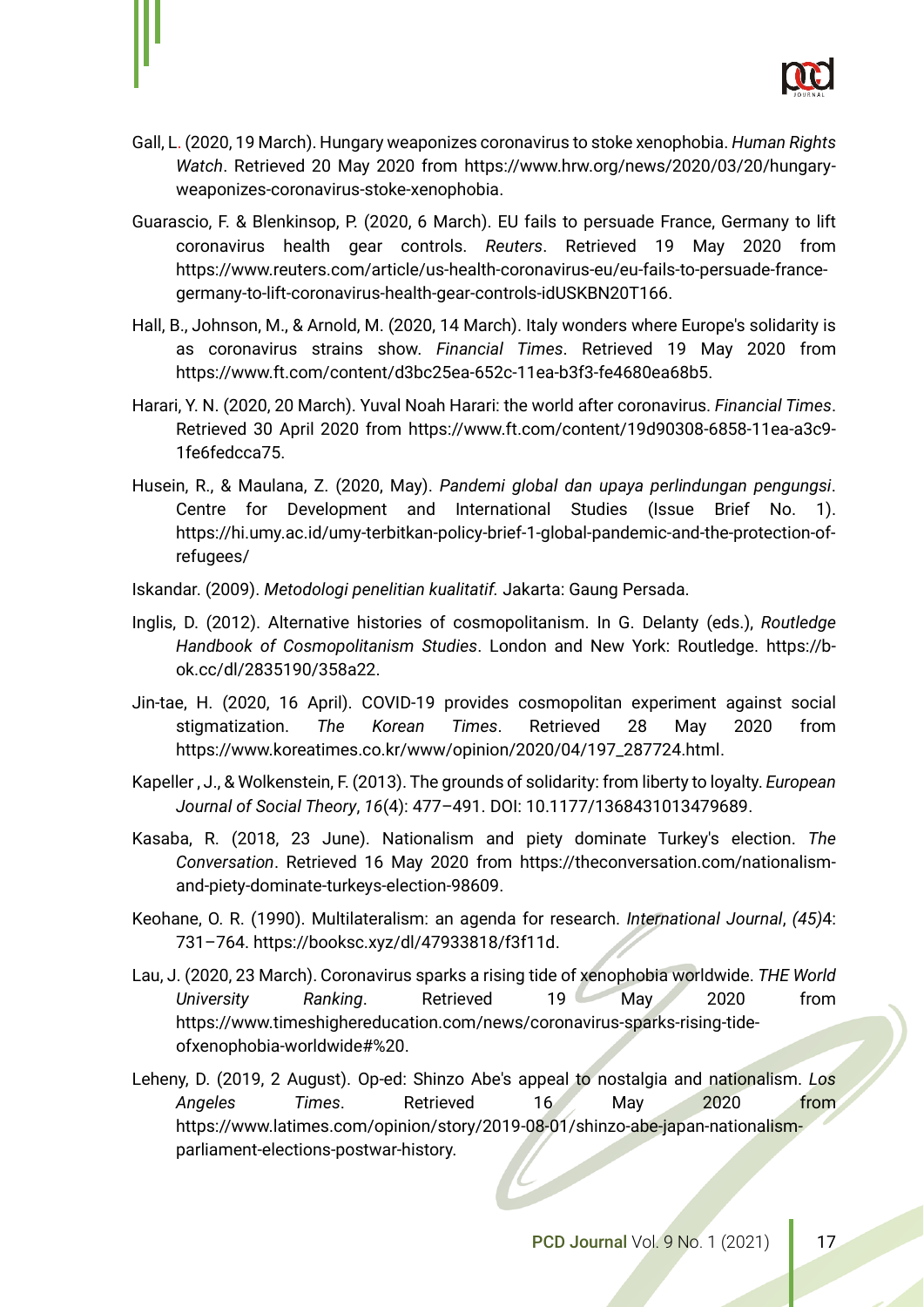Gall, L. (2020, 19 March). Hungary weaponizes coronavirus to stoke xenophobia. *Human Rights Watch*. Retrieved 20 May 2020 from https://www.hrw.org/news/2020/03/20/hungary-weaponizes-coronavirus-stoke-xenophobia.

Guarascio, F. & Blenkinsop, P. (2020, 6 March). EU fails to persuade France, Germany to lift coronavirus health gear controls. *Reuters*. Retrieved 19 May 2020 from https://www.reuters.com/article/us-health-coronavirus-eu/eu-fails-to-persuade-france-germany-to-lift-coronavirus-health-gear-controls-idUSKBN20T166.

Hall, B., Johnson, M., & Arnold, M. (2020, 14 March). Italy wonders where Europe's solidarity is as coronavirus strains show. *Financial Times*. Retrieved 19 May 2020 from https://www.ft.com/content/d3bc25ea-652c-11ea-b3f3-fe4680ea68b5.

Harari, Y. N. (2020, 20 March). Yuval Noah Harari: the world after coronavirus. *Financial Times*. Retrieved 30 April 2020 from https://www.ft.com/content/19d90308-6858-11ea-a3c9-1fe6fedcca75.

Husein, R., & Maulana, Z. (2020, May). *Pandemi global dan upaya perlindungan pengungsi*. Centre for Development and International Studies (Issue Brief No. 1). https://hi.umy.ac.id/umy-terbitkan-policy-brief-1-global-pandemic-and-the-protection-of-refugees/

Iskandar. (2009). *Metodologi penelitian kualitatif.* Jakarta: Gaung Persada.

Inglis, D. (2012). Alternative histories of cosmopolitanism. In G. Delanty (eds.), *Routledge Handbook of Cosmopolitanism Studies*. London and New York: Routledge. https://b-ok.cc/dl/2835190/358a22.

Jin-tae, H. (2020, 16 April). COVID-19 provides cosmopolitan experiment against social stigmatization. *The Korean Times*. Retrieved 28 May 2020 from https://www.koreatimes.co.kr/www/opinion/2020/04/197_287724.html.

Kapeller , J., & Wolkenstein, F. (2013). The grounds of solidarity: from liberty to loyalty. *European Journal of Social Theory*, *16*(4): 477–491. DOI: 10.1177/1368431013479689.

Kasaba, R. (2018, 23 June). Nationalism and piety dominate Turkey's election. *The Conversation*. Retrieved 16 May 2020 from https://theconversation.com/nationalism-and-piety-dominate-turkeys-election-98609.

Keohane, O. R. (1990). Multilateralism: an agenda for research. *International Journal*, *(45)*4: 731–764. https://booksc.xyz/dl/47933818/f3f11d.

Lau, J. (2020, 23 March). Coronavirus sparks a rising tide of xenophobia worldwide. *THE World University Ranking*. Retrieved 19 May 2020 from https://www.timeshighereducation.com/news/coronavirus-sparks-rising-tide-ofxenophobia-worldwide#%20.

Leheny, D. (2019, 2 August). Op-ed: Shinzo Abe's appeal to nostalgia and nationalism. *Los Angeles Times*. Retrieved 16 May 2020 from https://www.latimes.com/opinion/story/2019-08-01/shinzo-abe-japan-nationalism-parliament-elections-postwar-history.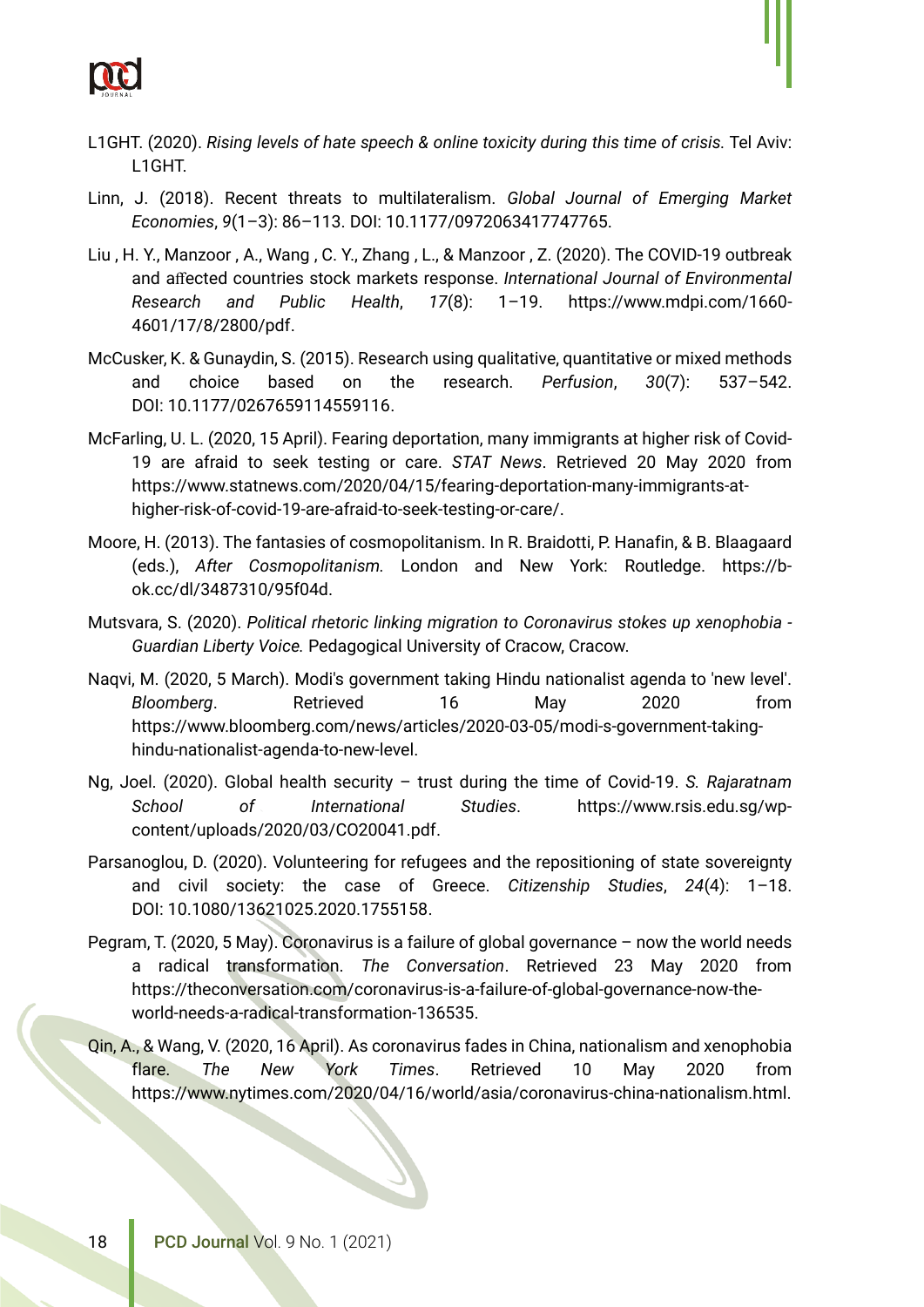L1GHT. (2020). *Rising levels of hate speech & online toxicity during this time of crisis.* Tel Aviv: L1GHT.

Linn, J. (2018). Recent threats to multilateralism. *Global Journal of Emerging Market Economies*, *9*(1–3): 86–113. DOI: 10.1177/0972063417747765.

Liu , H. Y., Manzoor , A., Wang , C. Y., Zhang , L., & Manzoor , Z. (2020). The COVID-19 outbreak and affected countries stock markets response. *International Journal of Environmental Research and Public Health*, *17*(8): 1–19. https://www.mdpi.com/1660-4601/17/8/2800/pdf.

McCusker, K. & Gunaydin, S. (2015). Research using qualitative, quantitative or mixed methods and choice based on the research. *Perfusion*, *30*(7): 537–542. DOI: 10.1177/0267659114559116.

McFarling, U. L. (2020, 15 April). Fearing deportation, many immigrants at higher risk of Covid-19 are afraid to seek testing or care. *STAT News*. Retrieved 20 May 2020 from https://www.statnews.com/2020/04/15/fearing-deportation-many-immigrants-at-higher-risk-of-covid-19-are-afraid-to-seek-testing-or-care/.

Moore, H. (2013). The fantasies of cosmopolitanism. In R. Braidotti, P. Hanafin, & B. Blaagaard (eds.), *After Cosmopolitanism.* London and New York: Routledge. https://b-ok.cc/dl/3487310/95f04d.

Mutsvara, S. (2020). *Political rhetoric linking migration to Coronavirus stokes up xenophobia - Guardian Liberty Voice.* Pedagogical University of Cracow, Cracow.

Naqvi, M. (2020, 5 March). Modi's government taking Hindu nationalist agenda to 'new level'. *Bloomberg*. Retrieved 16 May 2020 from https://www.bloomberg.com/news/articles/2020-03-05/modi-s-government-taking-hindu-nationalist-agenda-to-new-level.

Ng, Joel. (2020). Global health security – trust during the time of Covid-19. *S. Rajaratnam School of International Studies*. https://www.rsis.edu.sg/wp-content/uploads/2020/03/CO20041.pdf.

Parsanoglou, D. (2020). Volunteering for refugees and the repositioning of state sovereignty and civil society: the case of Greece. *Citizenship Studies*, *24*(4): 1–18. DOI: 10.1080/13621025.2020.1755158.

Pegram, T. (2020, 5 May). Coronavirus is a failure of global governance – now the world needs a radical transformation. *The Conversation*. Retrieved 23 May 2020 from https://theconversation.com/coronavirus-is-a-failure-of-global-governance-now-the-world-needs-a-radical-transformation-136535.

Qin, A., & Wang, V. (2020, 16 April). As coronavirus fades in China, nationalism and xenophobia flare. *The New York Times*. Retrieved 10 May 2020 from https://www.nytimes.com/2020/04/16/world/asia/coronavirus-china-nationalism.html.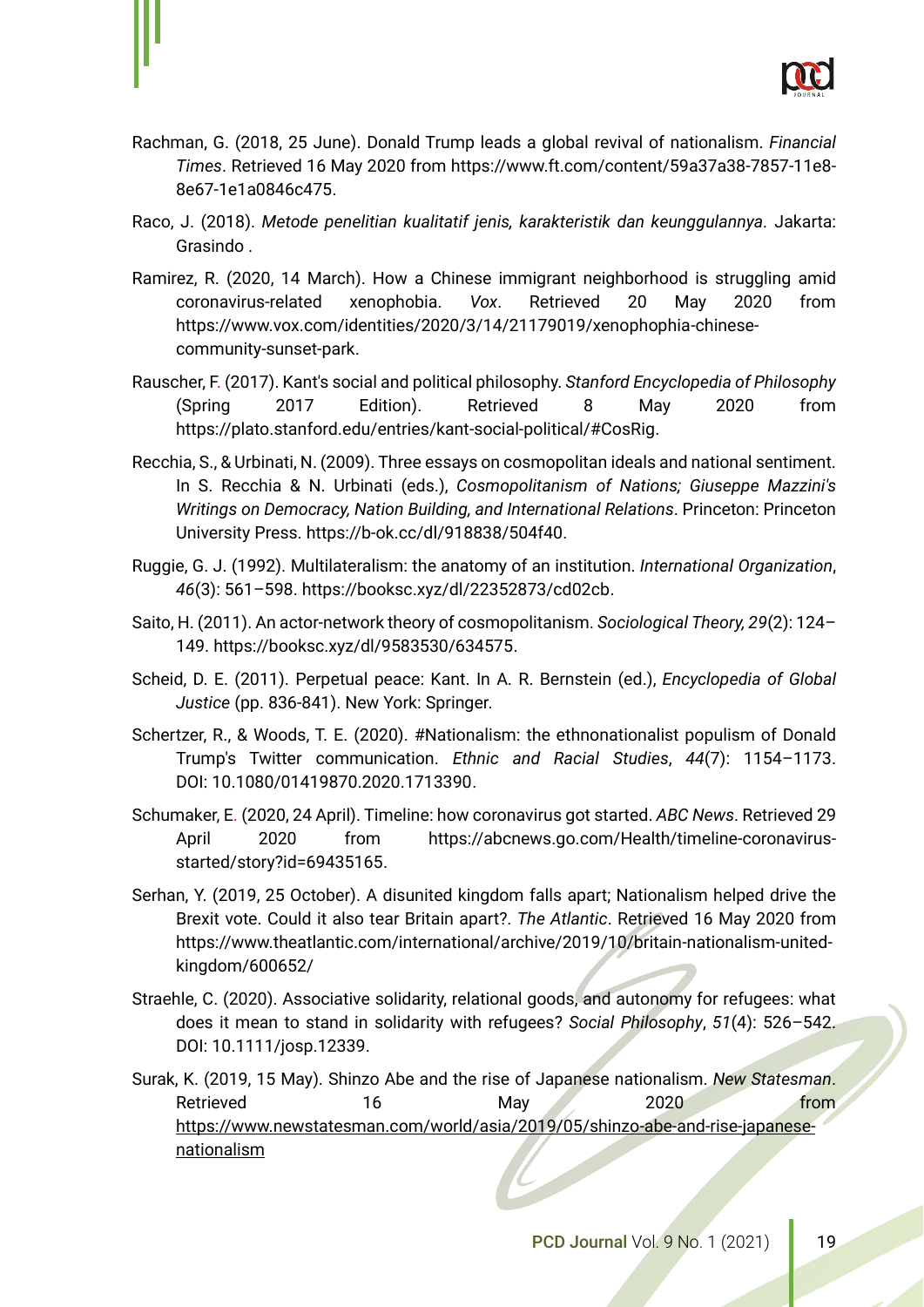Rachman, G. (2018, 25 June). Donald Trump leads a global revival of nationalism. *Financial Times*. Retrieved 16 May 2020 from https://www.ft.com/content/59a37a38-7857-11e8-8e67-1e1a0846c475.

Raco, J. (2018). *Metode penelitian kualitatif jenis, karakteristik dan keunggulannya*. Jakarta: Grasindo .

Ramirez, R. (2020, 14 March). How a Chinese immigrant neighborhood is struggling amid coronavirus-related xenophobia. *Vox*. Retrieved 20 May 2020 from https://www.vox.com/identities/2020/3/14/21179019/xenophophia-chinese-community-sunset-park.

Rauscher, F. (2017). Kant's social and political philosophy. *Stanford Encyclopedia of Philosophy* (Spring 2017 Edition). Retrieved 8 May 2020 from https://plato.stanford.edu/entries/kant-social-political/#CosRig.

Recchia, S., & Urbinati, N. (2009). Three essays on cosmopolitan ideals and national sentiment. In S. Recchia & N. Urbinati (eds.), *Cosmopolitanism of Nations; Giuseppe Mazzini's Writings on Democracy, Nation Building, and International Relations*. Princeton: Princeton University Press. https://b-ok.cc/dl/918838/504f40.

Ruggie, G. J. (1992). Multilateralism: the anatomy of an institution. *International Organization*, *46*(3): 561–598. https://booksc.xyz/dl/22352873/cd02cb.

Saito, H. (2011). An actor-network theory of cosmopolitanism. *Sociological Theory, 29*(2): 124–149. https://booksc.xyz/dl/9583530/634575.

Scheid, D. E. (2011). Perpetual peace: Kant. In A. R. Bernstein (ed.), *Encyclopedia of Global Justice* (pp. 836-841). New York: Springer.

Schertzer, R., & Woods, T. E. (2020). #Nationalism: the ethnonationalist populism of Donald Trump's Twitter communication. *Ethnic and Racial Studies*, *44*(7): 1154–1173. DOI: 10.1080/01419870.2020.1713390.

Schumaker, E. (2020, 24 April). Timeline: how coronavirus got started. *ABC News*. Retrieved 29 April 2020 from https://abcnews.go.com/Health/timeline-coronavirus-started/story?id=69435165.

Serhan, Y. (2019, 25 October). A disunited kingdom falls apart; Nationalism helped drive the Brexit vote. Could it also tear Britain apart?. *The Atlantic*. Retrieved 16 May 2020 from https://www.theatlantic.com/international/archive/2019/10/britain-nationalism-united-kingdom/600652/

Straehle, C. (2020). Associative solidarity, relational goods, and autonomy for refugees: what does it mean to stand in solidarity with refugees? *Social Philosophy*, *51*(4): 526–542. DOI: 10.1111/josp.12339.

Surak, K. (2019, 15 May). Shinzo Abe and the rise of Japanese nationalism. *New Statesman*. Retrieved 16 May 2020 from https://www.newstatesman.com/world/asia/2019/05/shinzo-abe-and-rise-japanese-nationalism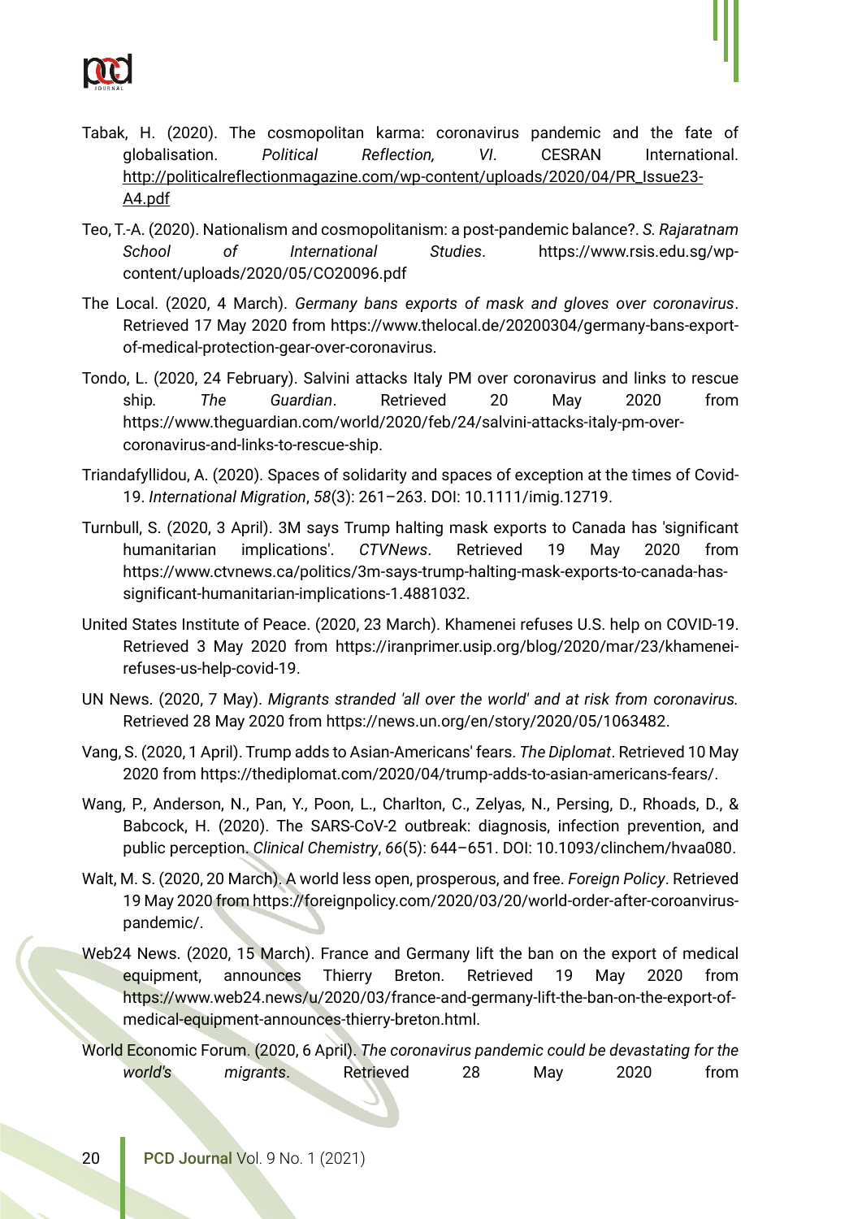Tabak, H. (2020). The cosmopolitan karma: coronavirus pandemic and the fate of globalisation. *Political Reflection, VI*. CESRAN International. http://politicalreflectionmagazine.com/wp-content/uploads/2020/04/PR_Issue23-A4.pdf

Teo, T.-A. (2020). Nationalism and cosmopolitanism: a post-pandemic balance?. *S. Rajaratnam School of International Studies*. https://www.rsis.edu.sg/wp-content/uploads/2020/05/CO20096.pdf

The Local. (2020, 4 March). *Germany bans exports of mask and gloves over coronavirus*. Retrieved 17 May 2020 from https://www.thelocal.de/20200304/germany-bans-export-of-medical-protection-gear-over-coronavirus.

Tondo, L. (2020, 24 February). Salvini attacks Italy PM over coronavirus and links to rescue ship*. The Guardian*. Retrieved 20 May 2020 from https://www.theguardian.com/world/2020/feb/24/salvini-attacks-italy-pm-over-coronavirus-and-links-to-rescue-ship.

Triandafyllidou, A. (2020). Spaces of solidarity and spaces of exception at the times of Covid-19. *International Migration*, *58*(3): 261–263. DOI: 10.1111/imig.12719.

Turnbull, S. (2020, 3 April). 3M says Trump halting mask exports to Canada has 'significant humanitarian implications'. *CTVNews*. Retrieved 19 May 2020 from https://www.ctvnews.ca/politics/3m-says-trump-halting-mask-exports-to-canada-has-significant-humanitarian-implications-1.4881032.

United States Institute of Peace. (2020, 23 March). Khamenei refuses U.S. help on COVID-19. Retrieved 3 May 2020 from https://iranprimer.usip.org/blog/2020/mar/23/khamenei-refuses-us-help-covid-19.

UN News. (2020, 7 May). *Migrants stranded 'all over the world' and at risk from coronavirus.* Retrieved 28 May 2020 from https://news.un.org/en/story/2020/05/1063482.

Vang, S. (2020, 1 April). Trump adds to Asian-Americans' fears. *The Diplomat*. Retrieved 10 May 2020 from https://thediplomat.com/2020/04/trump-adds-to-asian-americans-fears/.

Wang, P., Anderson, N., Pan, Y., Poon, L., Charlton, C., Zelyas, N., Persing, D., Rhoads, D., & Babcock, H. (2020). The SARS-CoV-2 outbreak: diagnosis, infection prevention, and public perception. *Clinical Chemistry*, *66*(5): 644–651. DOI: 10.1093/clinchem/hvaa080.

Walt, M. S. (2020, 20 March). A world less open, prosperous, and free. *Foreign Policy*. Retrieved 19 May 2020 from https://foreignpolicy.com/2020/03/20/world-order-after-coroanvirus-pandemic/.

Web24 News. (2020, 15 March). France and Germany lift the ban on the export of medical equipment, announces Thierry Breton. Retrieved 19 May 2020 from https://www.web24.news/u/2020/03/france-and-germany-lift-the-ban-on-the-export-of-medical-equipment-announces-thierry-breton.html.

World Economic Forum. (2020, 6 April). *The coronavirus pandemic could be devastating for the world's migrants*. Retrieved 28 May 2020 from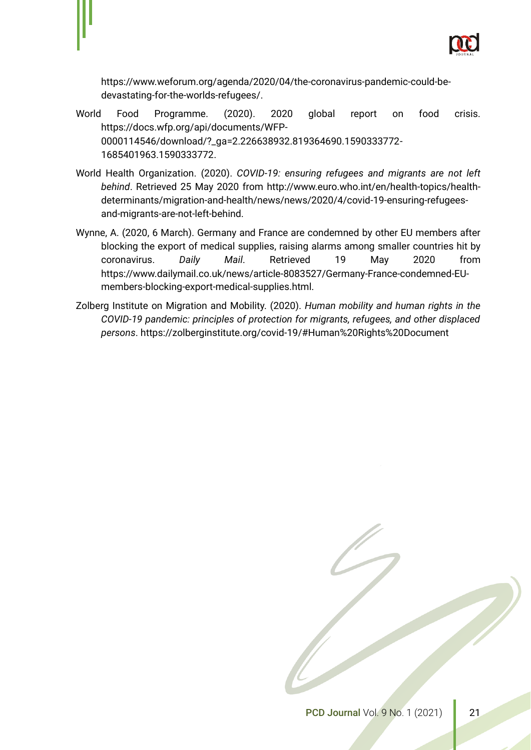https://www.weforum.org/agenda/2020/04/the-coronavirus-pandemic-could-be-devastating-for-the-worlds-refugees/.

World Food Programme. (2020). 2020 global report on food crisis. https://docs.wfp.org/api/documents/WFP-0000114546/download/?_ga=2.226638932.819364690.1590333772-1685401963.1590333772.

World Health Organization. (2020). *COVID-19: ensuring refugees and migrants are not left behind*. Retrieved 25 May 2020 from http://www.euro.who.int/en/health-topics/health-determinants/migration-and-health/news/news/2020/4/covid-19-ensuring-refugees-and-migrants-are-not-left-behind.

Wynne, A. (2020, 6 March). Germany and France are condemned by other EU members after blocking the export of medical supplies, raising alarms among smaller countries hit by coronavirus. *Daily Mail*. Retrieved 19 May 2020 from https://www.dailymail.co.uk/news/article-8083527/Germany-France-condemned-EU-members-blocking-export-medical-supplies.html.

Zolberg Institute on Migration and Mobility. (2020). *Human mobility and human rights in the COVID-19 pandemic: principles of protection for migrants, refugees, and other displaced persons*. https://zolberginstitute.org/covid-19/#Human%20Rights%20Document